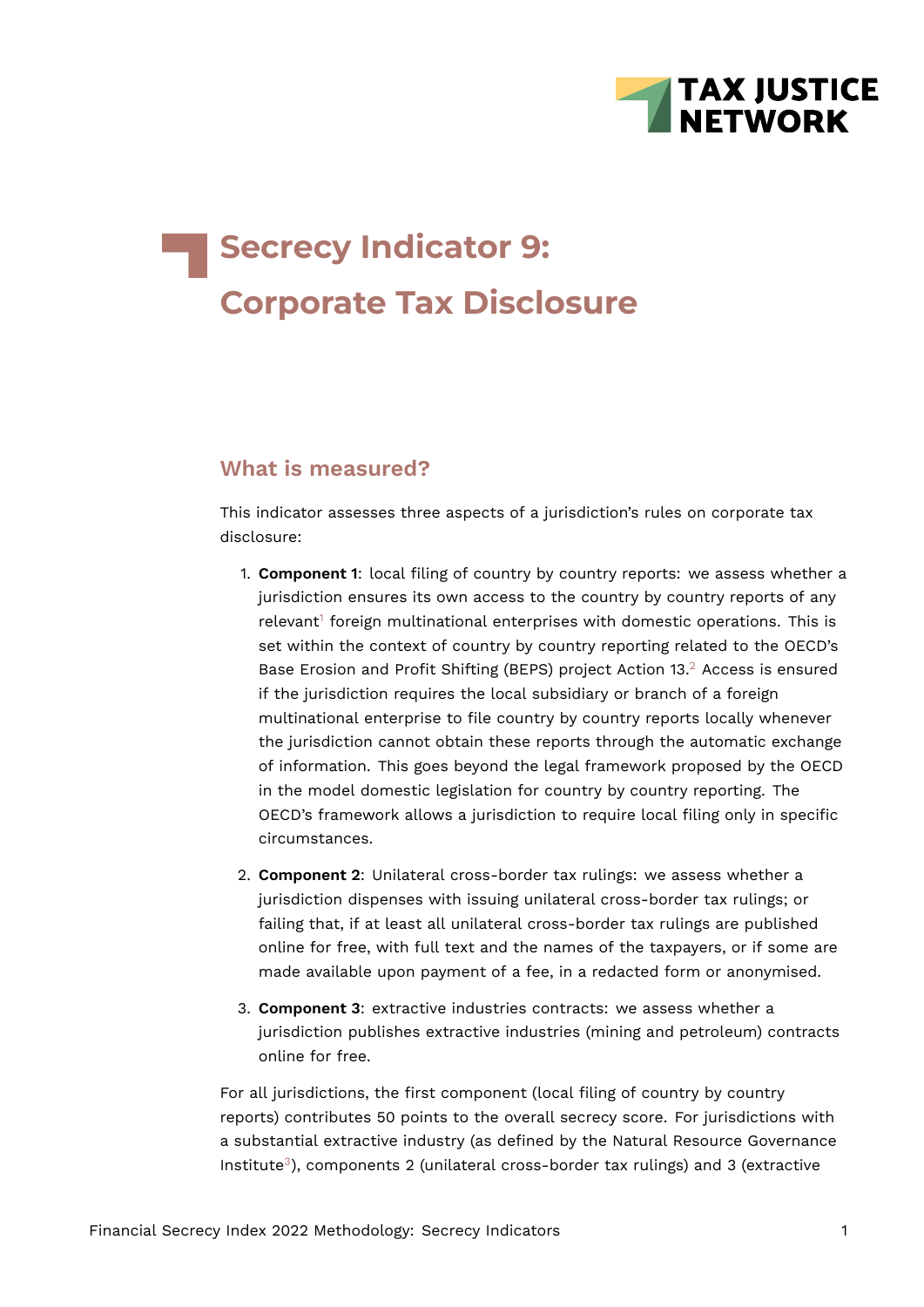# Secrecy Indicator 9: Corporate Tax Disclosure

## What is measured?

This indicator assesses three aspects of a jurisdiction's rules on corporate tax disclosure:

1. **Component 1**: local filing of country by country reports: we assess whether a jurisdiction ensures its own access to the country by country reports of any relevant[1] foreign multinational enterprises with domestic operations. This is set within the context of country by country reporting related to the OECD's Base Erosion and Profit Shifting (BEPS) project Action 13.[2] Access is ensured if the jurisdiction requires the local subsidiary or branch of a foreign multinational enterprise to file country by country reports locally whenever the jurisdiction cannot obtain these reports through the automatic exchange of information. This goes beyond the legal framework proposed by the OECD in the model domestic legislation for country by country reporting. The OECD's framework allows a jurisdiction to require local filing only in specific circumstances.

2. **Component 2**: Unilateral cross-border tax rulings: we assess whether a jurisdiction dispenses with issuing unilateral cross-border tax rulings; or failing that, if at least all unilateral cross-border tax rulings are published online for free, with full text and the names of the taxpayers, or if some are made available upon payment of a fee, in a redacted form or anonymised.

3. **Component 3**: extractive industries contracts: we assess whether a jurisdiction publishes extractive industries (mining and petroleum) contracts online for free.

For all jurisdictions, the first component (local filing of country by country reports) contributes 50 points to the overall secrecy score. For jurisdictions with a substantial extractive industry (as defined by the Natural Resource Governance Institute[3]), components 2 (unilateral cross-border tax rulings) and 3 (extractive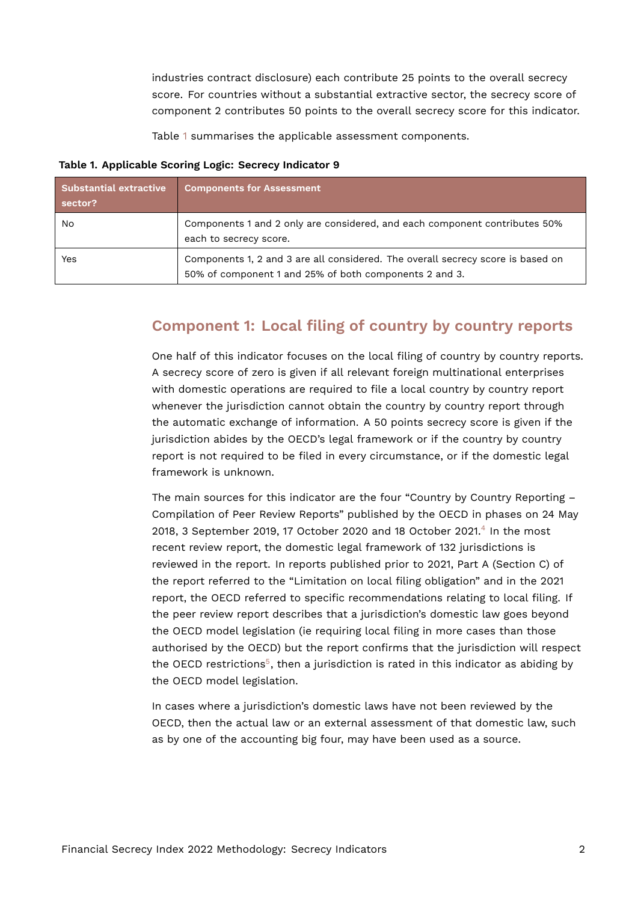industries contract disclosure) each contribute 25 points to the overall secrecy score. For countries without a substantial extractive sector, the secrecy score of component 2 contributes 50 points to the overall secrecy score for this indicator.

Table 1 summarises the applicable assessment components.

**Table 1. Applicable Scoring Logic: Secrecy Indicator 9**

| Substantial extractive sector? | Components for Assessment |
| --- | --- |
| No | Components 1 and 2 only are considered, and each component contributes 50% each to secrecy score. |
| Yes | Components 1, 2 and 3 are all considered. The overall secrecy score is based on 50% of component 1 and 25% of both components 2 and 3. |

## Component 1: Local filing of country by country reports

One half of this indicator focuses on the local filing of country by country reports. A secrecy score of zero is given if all relevant foreign multinational enterprises with domestic operations are required to file a local country by country report whenever the jurisdiction cannot obtain the country by country report through the automatic exchange of information. A 50 points secrecy score is given if the jurisdiction abides by the OECD's legal framework or if the country by country report is not required to be filed in every circumstance, or if the domestic legal framework is unknown.

The main sources for this indicator are the four "Country by Country Reporting – Compilation of Peer Review Reports" published by the OECD in phases on 24 May 2018, 3 September 2019, 17 October 2020 and 18 October 2021.[4] In the most recent review report, the domestic legal framework of 132 jurisdictions is reviewed in the report. In reports published prior to 2021, Part A (Section C) of the report referred to the "Limitation on local filing obligation" and in the 2021 report, the OECD referred to specific recommendations relating to local filing. If the peer review report describes that a jurisdiction's domestic law goes beyond the OECD model legislation (ie requiring local filing in more cases than those authorised by the OECD) but the report confirms that the jurisdiction will respect the OECD restrictions[5], then a jurisdiction is rated in this indicator as abiding by the OECD model legislation.

In cases where a jurisdiction's domestic laws have not been reviewed by the OECD, then the actual law or an external assessment of that domestic law, such as by one of the accounting big four, may have been used as a source.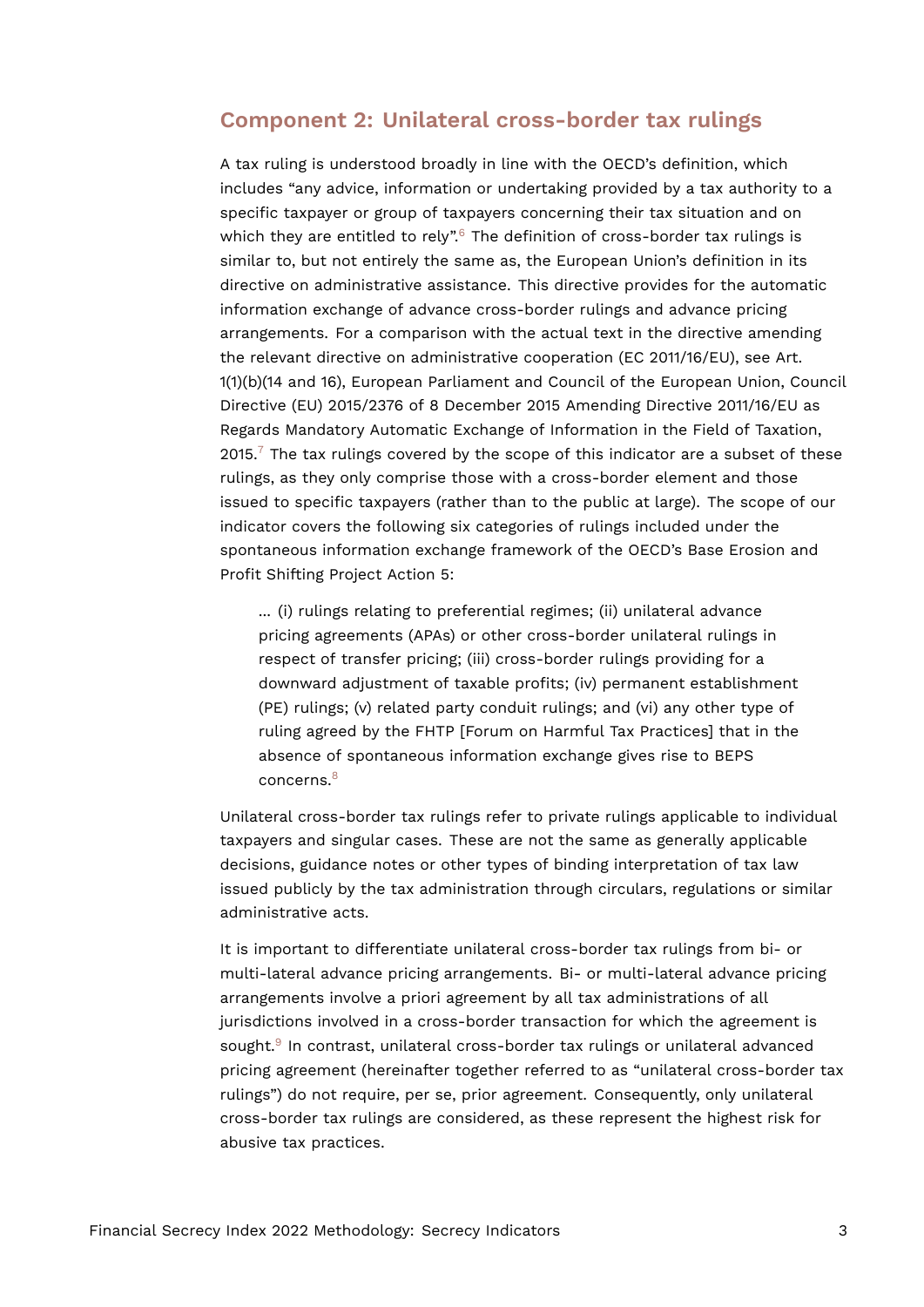## Component 2: Unilateral cross-border tax rulings

A tax ruling is understood broadly in line with the OECD's definition, which includes "any advice, information or undertaking provided by a tax authority to a specific taxpayer or group of taxpayers concerning their tax situation and on which they are entitled to rely".[6] The definition of cross-border tax rulings is similar to, but not entirely the same as, the European Union's definition in its directive on administrative assistance. This directive provides for the automatic information exchange of advance cross-border rulings and advance pricing arrangements. For a comparison with the actual text in the directive amending the relevant directive on administrative cooperation (EC 2011/16/EU), see Art. 1(1)(b)(14 and 16), European Parliament and Council of the European Union, Council Directive (EU) 2015/2376 of 8 December 2015 Amending Directive 2011/16/EU as Regards Mandatory Automatic Exchange of Information in the Field of Taxation, 2015.[7] The tax rulings covered by the scope of this indicator are a subset of these rulings, as they only comprise those with a cross-border element and those issued to specific taxpayers (rather than to the public at large). The scope of our indicator covers the following six categories of rulings included under the spontaneous information exchange framework of the OECD's Base Erosion and Profit Shifting Project Action 5:

> ... (i) rulings relating to preferential regimes; (ii) unilateral advance pricing agreements (APAs) or other cross-border unilateral rulings in respect of transfer pricing; (iii) cross-border rulings providing for a downward adjustment of taxable profits; (iv) permanent establishment (PE) rulings; (v) related party conduit rulings; and (vi) any other type of ruling agreed by the FHTP [Forum on Harmful Tax Practices] that in the absence of spontaneous information exchange gives rise to BEPS concerns.[8]

Unilateral cross-border tax rulings refer to private rulings applicable to individual taxpayers and singular cases. These are not the same as generally applicable decisions, guidance notes or other types of binding interpretation of tax law issued publicly by the tax administration through circulars, regulations or similar administrative acts.

It is important to differentiate unilateral cross-border tax rulings from bi- or multi-lateral advance pricing arrangements. Bi- or multi-lateral advance pricing arrangements involve a priori agreement by all tax administrations of all jurisdictions involved in a cross-border transaction for which the agreement is sought.[9] In contrast, unilateral cross-border tax rulings or unilateral advanced pricing agreement (hereinafter together referred to as "unilateral cross-border tax rulings") do not require, per se, prior agreement. Consequently, only unilateral cross-border tax rulings are considered, as these represent the highest risk for abusive tax practices.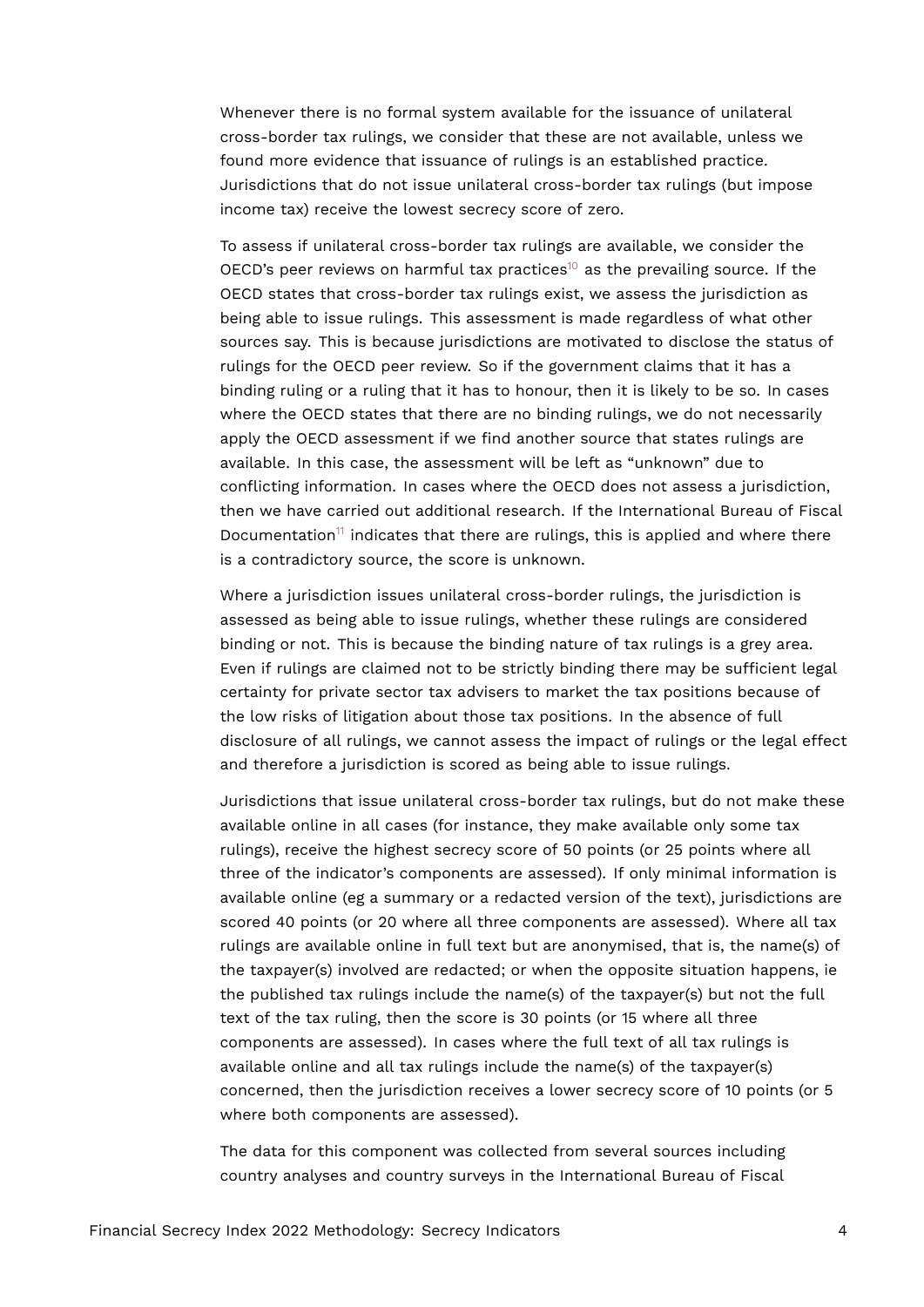Whenever there is no formal system available for the issuance of unilateral cross-border tax rulings, we consider that these are not available, unless we found more evidence that issuance of rulings is an established practice. Jurisdictions that do not issue unilateral cross-border tax rulings (but impose income tax) receive the lowest secrecy score of zero.

To assess if unilateral cross-border tax rulings are available, we consider the OECD's peer reviews on harmful tax practices[10] as the prevailing source. If the OECD states that cross-border tax rulings exist, we assess the jurisdiction as being able to issue rulings. This assessment is made regardless of what other sources say. This is because jurisdictions are motivated to disclose the status of rulings for the OECD peer review. So if the government claims that it has a binding ruling or a ruling that it has to honour, then it is likely to be so. In cases where the OECD states that there are no binding rulings, we do not necessarily apply the OECD assessment if we find another source that states rulings are available. In this case, the assessment will be left as "unknown" due to conflicting information. In cases where the OECD does not assess a jurisdiction, then we have carried out additional research. If the International Bureau of Fiscal Documentation[11] indicates that there are rulings, this is applied and where there is a contradictory source, the score is unknown.

Where a jurisdiction issues unilateral cross-border rulings, the jurisdiction is assessed as being able to issue rulings, whether these rulings are considered binding or not. This is because the binding nature of tax rulings is a grey area. Even if rulings are claimed not to be strictly binding there may be sufficient legal certainty for private sector tax advisers to market the tax positions because of the low risks of litigation about those tax positions. In the absence of full disclosure of all rulings, we cannot assess the impact of rulings or the legal effect and therefore a jurisdiction is scored as being able to issue rulings.

Jurisdictions that issue unilateral cross-border tax rulings, but do not make these available online in all cases (for instance, they make available only some tax rulings), receive the highest secrecy score of 50 points (or 25 points where all three of the indicator's components are assessed). If only minimal information is available online (eg a summary or a redacted version of the text), jurisdictions are scored 40 points (or 20 where all three components are assessed). Where all tax rulings are available online in full text but are anonymised, that is, the name(s) of the taxpayer(s) involved are redacted; or when the opposite situation happens, ie the published tax rulings include the name(s) of the taxpayer(s) but not the full text of the tax ruling, then the score is 30 points (or 15 where all three components are assessed). In cases where the full text of all tax rulings is available online and all tax rulings include the name(s) of the taxpayer(s) concerned, then the jurisdiction receives a lower secrecy score of 10 points (or 5 where both components are assessed).

The data for this component was collected from several sources including country analyses and country surveys in the International Bureau of Fiscal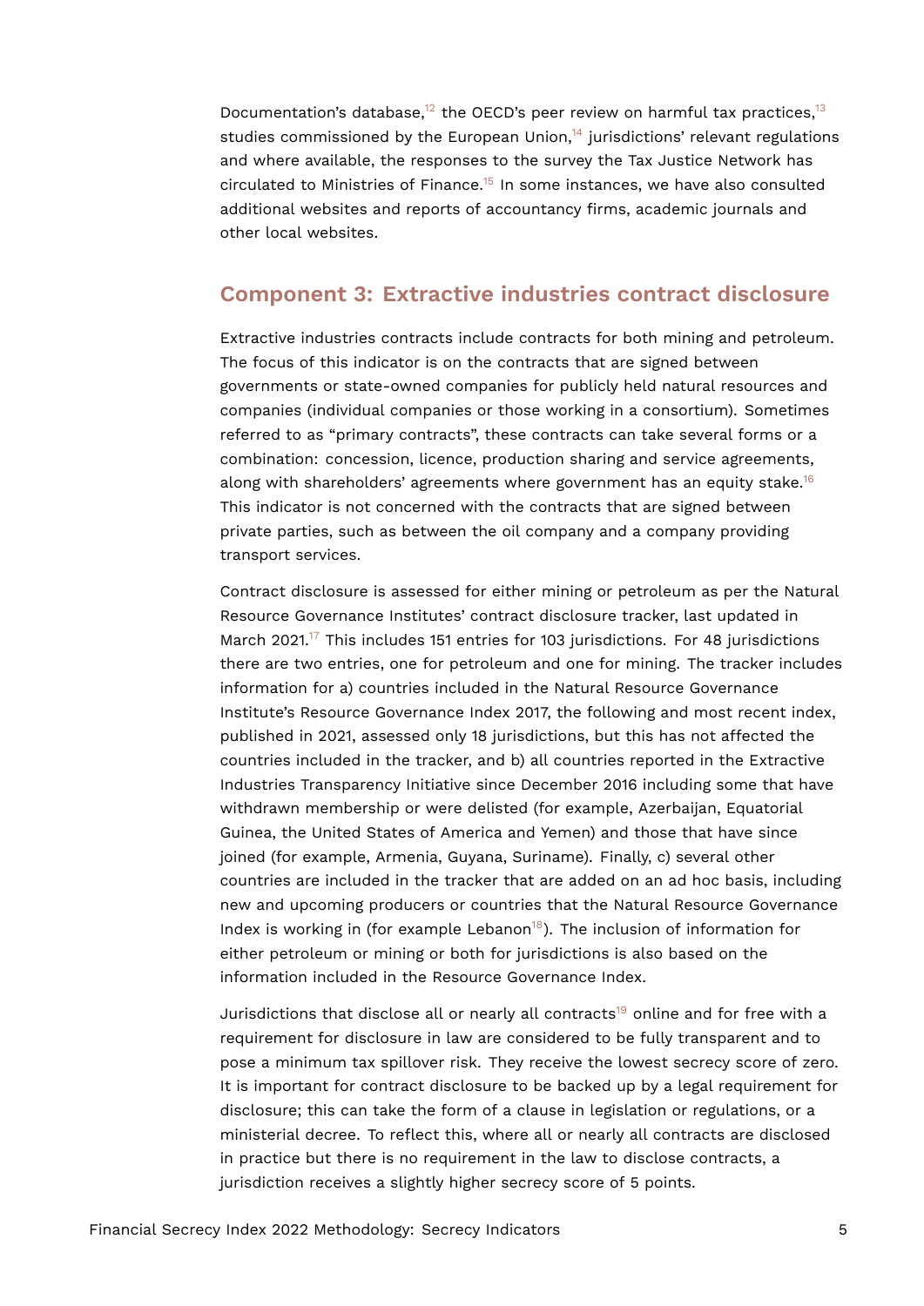Documentation's database,[12] the OECD's peer review on harmful tax practices,[13] studies commissioned by the European Union,[14] jurisdictions' relevant regulations and where available, the responses to the survey the Tax Justice Network has circulated to Ministries of Finance.[15] In some instances, we have also consulted additional websites and reports of accountancy firms, academic journals and other local websites.

## Component 3: Extractive industries contract disclosure

Extractive industries contracts include contracts for both mining and petroleum. The focus of this indicator is on the contracts that are signed between governments or state-owned companies for publicly held natural resources and companies (individual companies or those working in a consortium). Sometimes referred to as "primary contracts", these contracts can take several forms or a combination: concession, licence, production sharing and service agreements, along with shareholders' agreements where government has an equity stake.[16] This indicator is not concerned with the contracts that are signed between private parties, such as between the oil company and a company providing transport services.

Contract disclosure is assessed for either mining or petroleum as per the Natural Resource Governance Institutes' contract disclosure tracker, last updated in March 2021.[17] This includes 151 entries for 103 jurisdictions. For 48 jurisdictions there are two entries, one for petroleum and one for mining. The tracker includes information for a) countries included in the Natural Resource Governance Institute's Resource Governance Index 2017, the following and most recent index, published in 2021, assessed only 18 jurisdictions, but this has not affected the countries included in the tracker, and b) all countries reported in the Extractive Industries Transparency Initiative since December 2016 including some that have withdrawn membership or were delisted (for example, Azerbaijan, Equatorial Guinea, the United States of America and Yemen) and those that have since joined (for example, Armenia, Guyana, Suriname). Finally, c) several other countries are included in the tracker that are added on an ad hoc basis, including new and upcoming producers or countries that the Natural Resource Governance Index is working in (for example Lebanon[18]). The inclusion of information for either petroleum or mining or both for jurisdictions is also based on the information included in the Resource Governance Index.

Jurisdictions that disclose all or nearly all contracts[19] online and for free with a requirement for disclosure in law are considered to be fully transparent and to pose a minimum tax spillover risk. They receive the lowest secrecy score of zero. It is important for contract disclosure to be backed up by a legal requirement for disclosure; this can take the form of a clause in legislation or regulations, or a ministerial decree. To reflect this, where all or nearly all contracts are disclosed in practice but there is no requirement in the law to disclose contracts, a jurisdiction receives a slightly higher secrecy score of 5 points.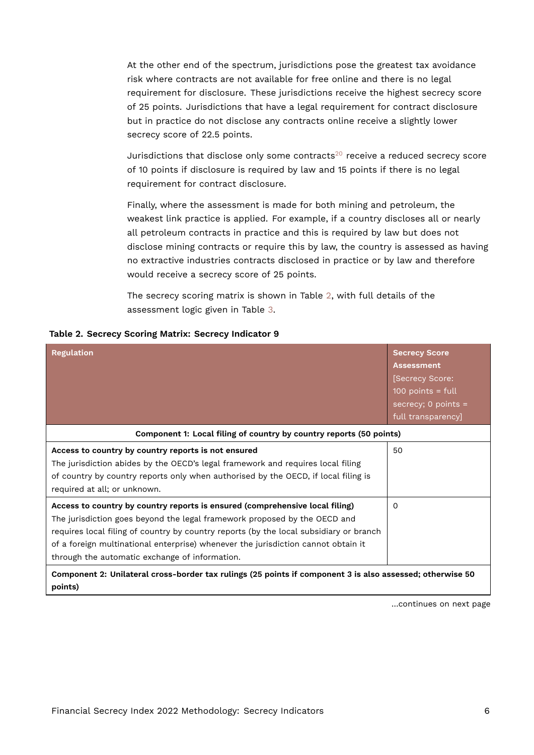At the other end of the spectrum, jurisdictions pose the greatest tax avoidance risk where contracts are not available for free online and there is no legal requirement for disclosure. These jurisdictions receive the highest secrecy score of 25 points. Jurisdictions that have a legal requirement for contract disclosure but in practice do not disclose any contracts online receive a slightly lower secrecy score of 22.5 points.

Jurisdictions that disclose only some contracts[20] receive a reduced secrecy score of 10 points if disclosure is required by law and 15 points if there is no legal requirement for contract disclosure.

Finally, where the assessment is made for both mining and petroleum, the weakest link practice is applied. For example, if a country discloses all or nearly all petroleum contracts in practice and this is required by law but does not disclose mining contracts or require this by law, the country is assessed as having no extractive industries contracts disclosed in practice or by law and therefore would receive a secrecy score of 25 points.

The secrecy scoring matrix is shown in Table 2, with full details of the assessment logic given in Table 3.

**Table 2. Secrecy Scoring Matrix: Secrecy Indicator 9**

| Regulation | Secrecy Score Assessment [Secrecy Score: 100 points = full secrecy; 0 points = full transparency] |
|---|---|
| **Component 1: Local filing of country by country reports (50 points)** | |
| **Access to country by country reports is not ensured** The jurisdiction abides by the OECD's legal framework and requires local filing of country by country reports only when authorised by the OECD, if local filing is required at all; or unknown. | 50 |
| **Access to country by country reports is ensured (comprehensive local filing)** The jurisdiction goes beyond the legal framework proposed by the OECD and requires local filing of country by country reports (by the local subsidiary or branch of a foreign multinational enterprise) whenever the jurisdiction cannot obtain it through the automatic exchange of information. | 0 |
| **Component 2: Unilateral cross-border tax rulings (25 points if component 3 is also assessed; otherwise 50 points)** | |

...continues on next page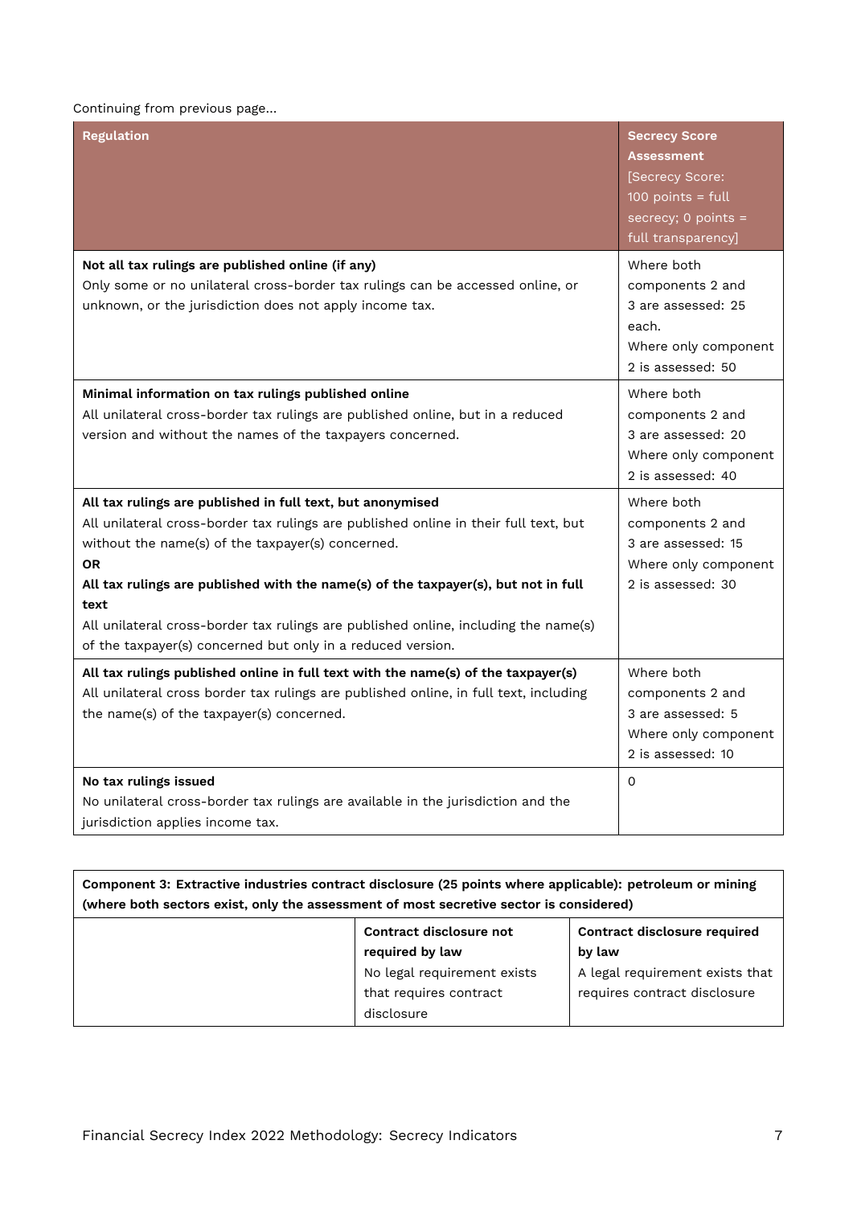Continuing from previous page…

| Regulation | Secrecy Score Assessment [Secrecy Score: 100 points = full secrecy; 0 points = full transparency] |
|---|---|
| **Not all tax rulings are published online (if any)**<br>Only some or no unilateral cross-border tax rulings can be accessed online, or unknown, or the jurisdiction does not apply income tax. | Where both components 2 and 3 are assessed: 25 each.<br>Where only component 2 is assessed: 50 |
| **Minimal information on tax rulings published online**<br>All unilateral cross-border tax rulings are published online, but in a reduced version and without the names of the taxpayers concerned. | Where both components 2 and 3 are assessed: 20<br>Where only component 2 is assessed: 40 |
| **All tax rulings are published in full text, but anonymised**<br>All unilateral cross-border tax rulings are published online in their full text, but without the name(s) of the taxpayer(s) concerned.<br>**OR**<br>**All tax rulings are published with the name(s) of the taxpayer(s), but not in full text**<br>All unilateral cross-border tax rulings are published online, including the name(s) of the taxpayer(s) concerned but only in a reduced version. | Where both components 2 and 3 are assessed: 15<br>Where only component 2 is assessed: 30 |
| **All tax rulings published online in full text with the name(s) of the taxpayer(s)**<br>All unilateral cross border tax rulings are published online, in full text, including the name(s) of the taxpayer(s) concerned. | Where both components 2 and 3 are assessed: 5<br>Where only component 2 is assessed: 10 |
| **No tax rulings issued**<br>No unilateral cross-border tax rulings are available in the jurisdiction and the jurisdiction applies income tax. | 0 |

| **Component 3: Extractive industries contract disclosure (25 points where applicable): petroleum or mining (where both sectors exist, only the assessment of most secretive sector is considered)** | | |
|---|---|---|
| | **Contract disclosure not required by law**<br>No legal requirement exists that requires contract disclosure | **Contract disclosure required by law**<br>A legal requirement exists that requires contract disclosure |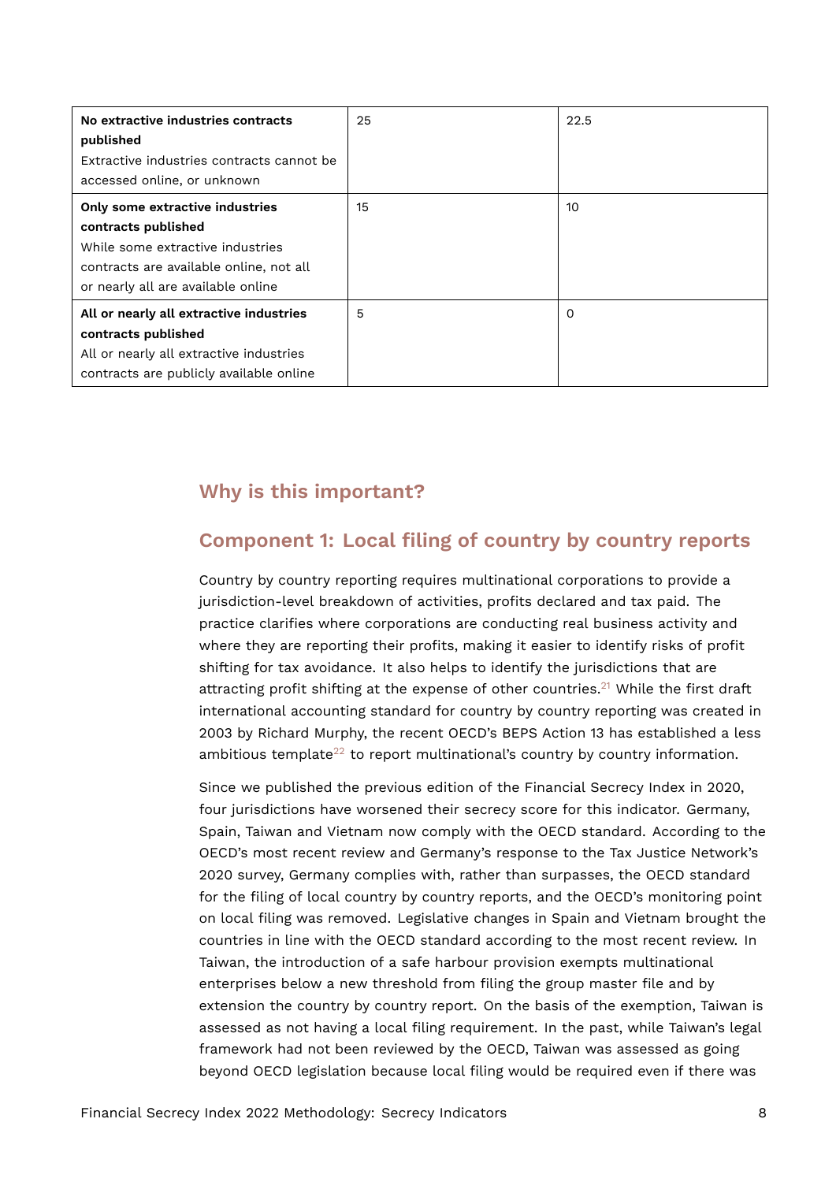| | | |
|---|---|---|
| **No extractive industries contracts published** Extractive industries contracts cannot be accessed online, or unknown | 25 | 22.5 |
| **Only some extractive industries contracts published** While some extractive industries contracts are available online, not all or nearly all are available online | 15 | 10 |
| **All or nearly all extractive industries contracts published** All or nearly all extractive industries contracts are publicly available online | 5 | 0 |

## Why is this important?

## Component 1: Local filing of country by country reports

Country by country reporting requires multinational corporations to provide a jurisdiction-level breakdown of activities, profits declared and tax paid. The practice clarifies where corporations are conducting real business activity and where they are reporting their profits, making it easier to identify risks of profit shifting for tax avoidance. It also helps to identify the jurisdictions that are attracting profit shifting at the expense of other countries.[21] While the first draft international accounting standard for country by country reporting was created in 2003 by Richard Murphy, the recent OECD's BEPS Action 13 has established a less ambitious template[22] to report multinational's country by country information.

Since we published the previous edition of the Financial Secrecy Index in 2020, four jurisdictions have worsened their secrecy score for this indicator. Germany, Spain, Taiwan and Vietnam now comply with the OECD standard. According to the OECD's most recent review and Germany's response to the Tax Justice Network's 2020 survey, Germany complies with, rather than surpasses, the OECD standard for the filing of local country by country reports, and the OECD's monitoring point on local filing was removed. Legislative changes in Spain and Vietnam brought the countries in line with the OECD standard according to the most recent review. In Taiwan, the introduction of a safe harbour provision exempts multinational enterprises below a new threshold from filing the group master file and by extension the country by country report. On the basis of the exemption, Taiwan is assessed as not having a local filing requirement. In the past, while Taiwan's legal framework had not been reviewed by the OECD, Taiwan was assessed as going beyond OECD legislation because local filing would be required even if there was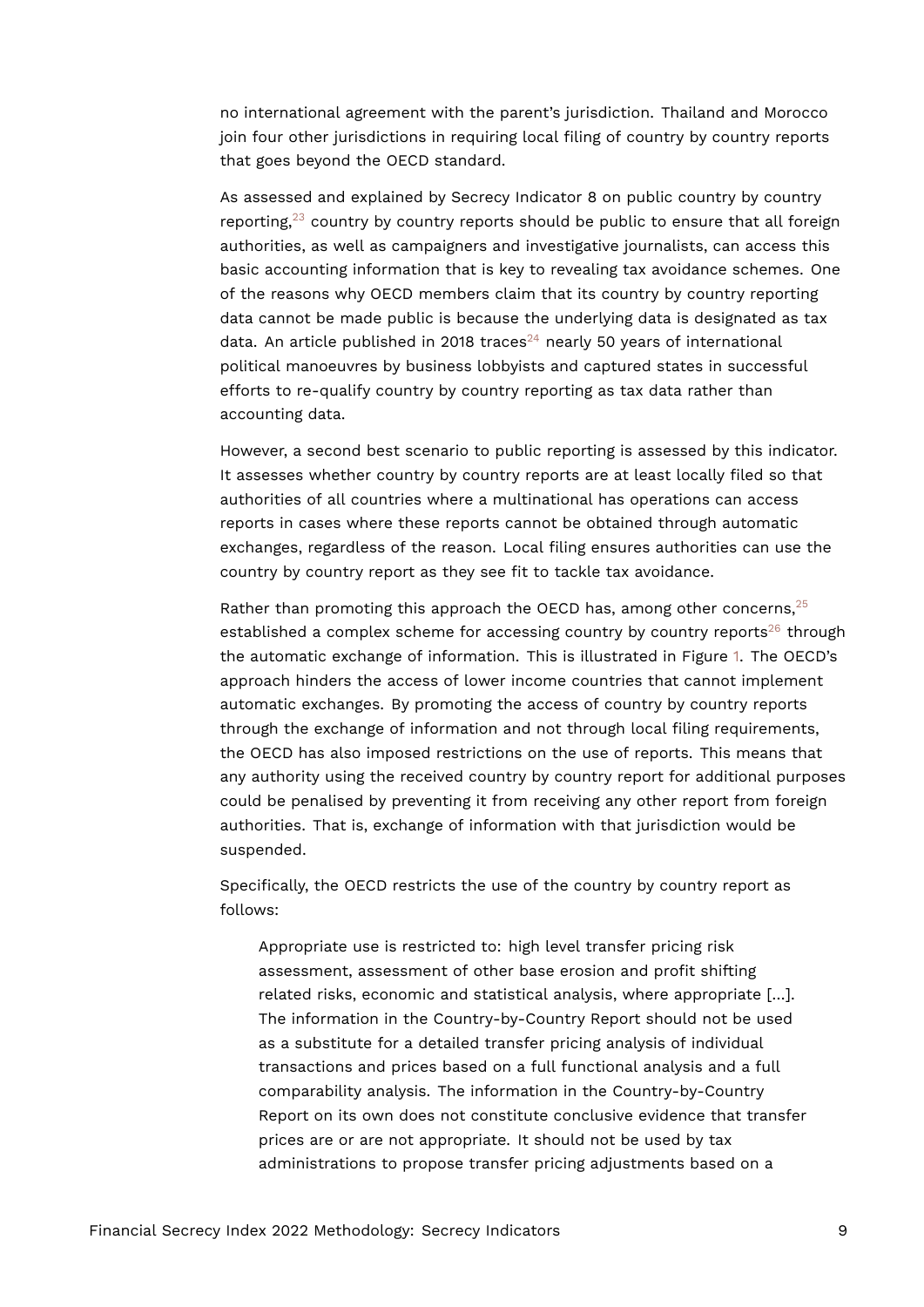no international agreement with the parent's jurisdiction. Thailand and Morocco join four other jurisdictions in requiring local filing of country by country reports that goes beyond the OECD standard.

As assessed and explained by Secrecy Indicator 8 on public country by country reporting,[23] country by country reports should be public to ensure that all foreign authorities, as well as campaigners and investigative journalists, can access this basic accounting information that is key to revealing tax avoidance schemes. One of the reasons why OECD members claim that its country by country reporting data cannot be made public is because the underlying data is designated as tax data. An article published in 2018 traces[24] nearly 50 years of international political manoeuvres by business lobbyists and captured states in successful efforts to re-qualify country by country reporting as tax data rather than accounting data.

However, a second best scenario to public reporting is assessed by this indicator. It assesses whether country by country reports are at least locally filed so that authorities of all countries where a multinational has operations can access reports in cases where these reports cannot be obtained through automatic exchanges, regardless of the reason. Local filing ensures authorities can use the country by country report as they see fit to tackle tax avoidance.

Rather than promoting this approach the OECD has, among other concerns,[25] established a complex scheme for accessing country by country reports[26] through the automatic exchange of information. This is illustrated in Figure 1. The OECD's approach hinders the access of lower income countries that cannot implement automatic exchanges. By promoting the access of country by country reports through the exchange of information and not through local filing requirements, the OECD has also imposed restrictions on the use of reports. This means that any authority using the received country by country report for additional purposes could be penalised by preventing it from receiving any other report from foreign authorities. That is, exchange of information with that jurisdiction would be suspended.

Specifically, the OECD restricts the use of the country by country report as follows:

> Appropriate use is restricted to: high level transfer pricing risk assessment, assessment of other base erosion and profit shifting related risks, economic and statistical analysis, where appropriate [...]. The information in the Country-by-Country Report should not be used as a substitute for a detailed transfer pricing analysis of individual transactions and prices based on a full functional analysis and a full comparability analysis. The information in the Country-by-Country Report on its own does not constitute conclusive evidence that transfer prices are or are not appropriate. It should not be used by tax administrations to propose transfer pricing adjustments based on a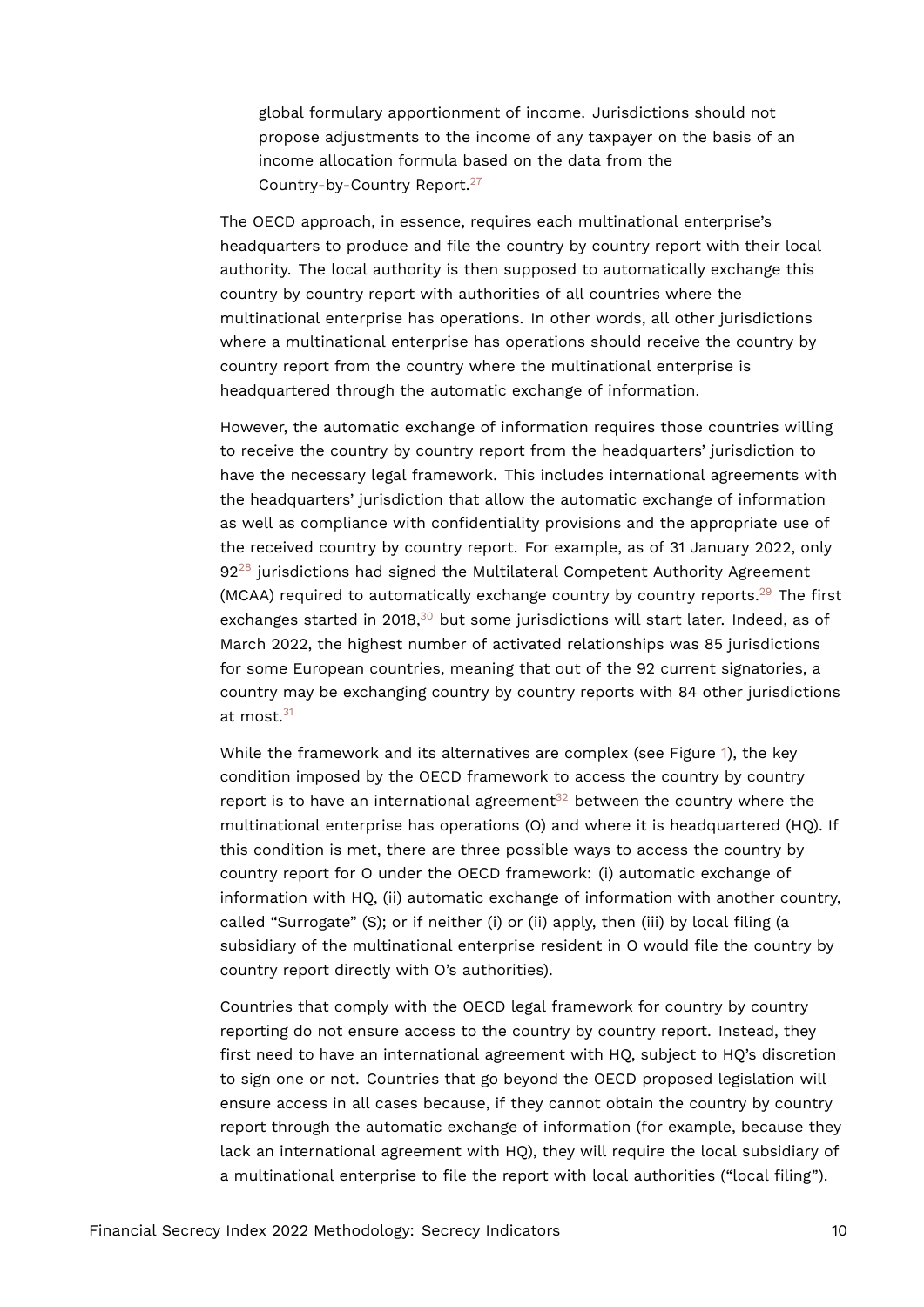> global formulary apportionment of income. Jurisdictions should not propose adjustments to the income of any taxpayer on the basis of an income allocation formula based on the data from the Country-by-Country Report.[27]

The OECD approach, in essence, requires each multinational enterprise's headquarters to produce and file the country by country report with their local authority. The local authority is then supposed to automatically exchange this country by country report with authorities of all countries where the multinational enterprise has operations. In other words, all other jurisdictions where a multinational enterprise has operations should receive the country by country report from the country where the multinational enterprise is headquartered through the automatic exchange of information.

However, the automatic exchange of information requires those countries willing to receive the country by country report from the headquarters' jurisdiction to have the necessary legal framework. This includes international agreements with the headquarters' jurisdiction that allow the automatic exchange of information as well as compliance with confidentiality provisions and the appropriate use of the received country by country report. For example, as of 31 January 2022, only 92[28] jurisdictions had signed the Multilateral Competent Authority Agreement (MCAA) required to automatically exchange country by country reports.[29] The first exchanges started in 2018,[30] but some jurisdictions will start later. Indeed, as of March 2022, the highest number of activated relationships was 85 jurisdictions for some European countries, meaning that out of the 92 current signatories, a country may be exchanging country by country reports with 84 other jurisdictions at most.[31]

While the framework and its alternatives are complex (see Figure 1), the key condition imposed by the OECD framework to access the country by country report is to have an international agreement[32] between the country where the multinational enterprise has operations (O) and where it is headquartered (HQ). If this condition is met, there are three possible ways to access the country by country report for O under the OECD framework: (i) automatic exchange of information with HQ, (ii) automatic exchange of information with another country, called "Surrogate" (S); or if neither (i) or (ii) apply, then (iii) by local filing (a subsidiary of the multinational enterprise resident in O would file the country by country report directly with O's authorities).

Countries that comply with the OECD legal framework for country by country reporting do not ensure access to the country by country report. Instead, they first need to have an international agreement with HQ, subject to HQ's discretion to sign one or not. Countries that go beyond the OECD proposed legislation will ensure access in all cases because, if they cannot obtain the country by country report through the automatic exchange of information (for example, because they lack an international agreement with HQ), they will require the local subsidiary of a multinational enterprise to file the report with local authorities ("local filing").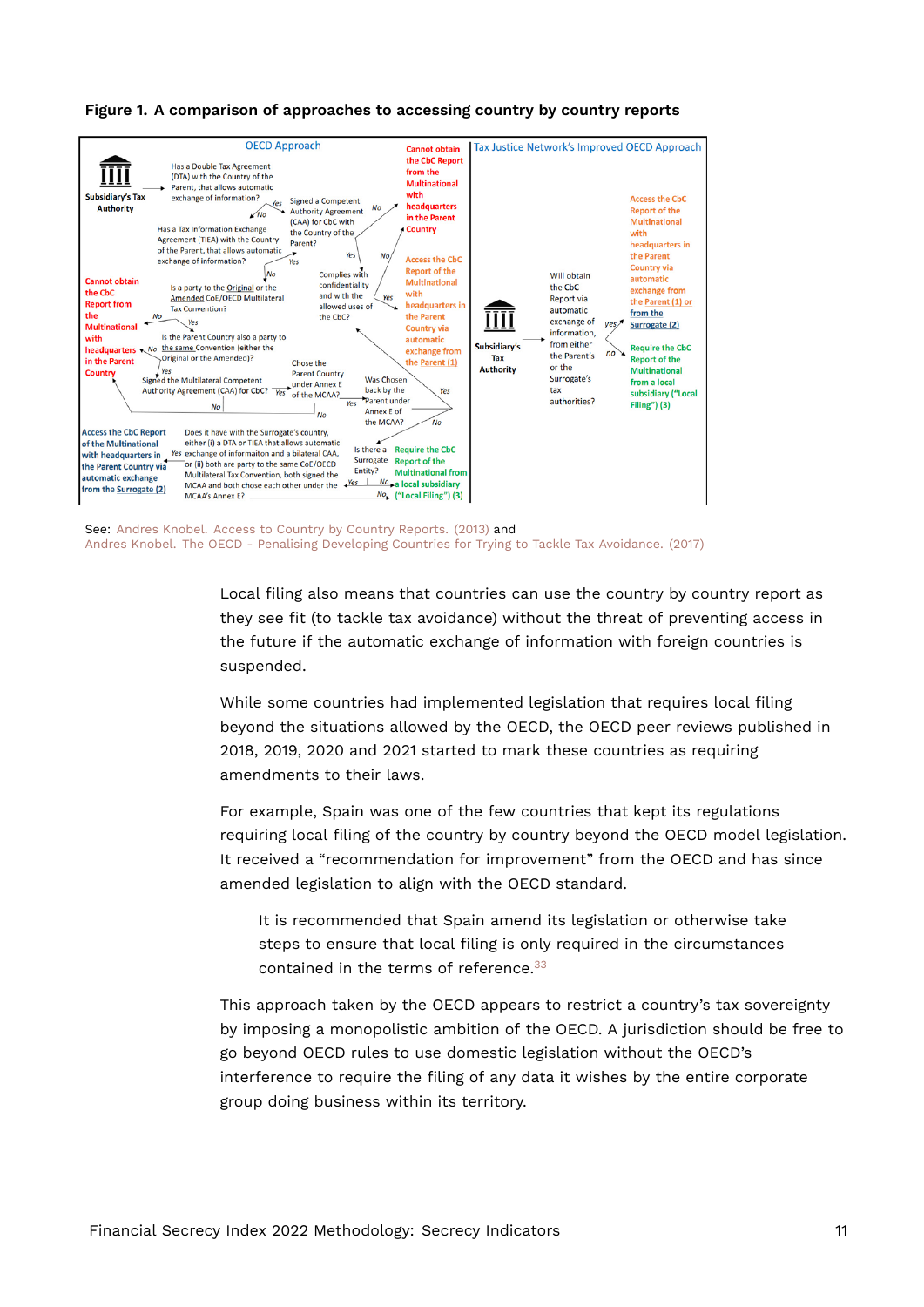**Figure 1. A comparison of approaches to accessing country by country reports**

OECD Approach

Subsidiary's Tax Authority

Has a Double Tax Agreement (DTA) with the Country of the Parent, that allows automatic exchange of information?

Signed a Competent Authority Agreement (CAA) for CbC with the Country of the Parent?

Cannot obtain the CbC Report from the Multinational with headquarters in the Parent Country

Has a Tax Information Exchange Agreement (TIEA) with the Country of the Parent, that allows automatic exchange of information?

Complies with confidentiality and with the allowed uses of the CbC?

Access the CbC Report of the Multinational with headquarters in the Parent Country via automatic exchange from the Parent (1)

Cannot obtain the CbC Report from the Multinational with headquarters in the Parent Country

Is a party to the Original or the Amended CoE/OECD Multilateral Tax Convention?

Is the Parent Country also a party to the same Convention (either the Original or the Amended)?

Signed the Multilateral Competent Authority Agreement (CAA) for CbC?

Chose the Parent Country under Annex E of the MCAA?

Was Chosen back by the Parent under Annex E of the MCAA?

Access the CbC Report of the Multinational with headquarters in the Parent Country via automatic exchange from the Surrogate (2)

Does it have with the Surrogate's country, either (i) a DTA or TIEA that allows automatic exchange of informaiton and a bilateral CAA, or (ii) both are party to the same CoE/OECD Multilateral Tax Convention, both signed the MCAA and both chose each other under the MCAA's Annex E?

Is there a Surrogate Entity?

Require the CbC Report of the Multinational from a local subsidiary ("Local Filing") (3)

Tax Justice Network's Improved OECD Approach

Subsidiary's Tax Authority

Will obtain the CbC Report via automatic exchange of information, from either the Parent's or the Surrogate's tax authorities?

yes: Access the CbC Report of the Multinational with headquarters in the Parent Country via automatic exchange from the Parent (1) or from the Surrogate (2)

no: Require the CbC Report of the Multinational from a local subsidiary ("Local Filing") (3)

See: Andres Knobel. Access to Country by Country Reports. (2013) and Andres Knobel. The OECD - Penalising Developing Countries for Trying to Tackle Tax Avoidance. (2017)

Local filing also means that countries can use the country by country report as they see fit (to tackle tax avoidance) without the threat of preventing access in the future if the automatic exchange of information with foreign countries is suspended.

While some countries had implemented legislation that requires local filing beyond the situations allowed by the OECD, the OECD peer reviews published in 2018, 2019, 2020 and 2021 started to mark these countries as requiring amendments to their laws.

For example, Spain was one of the few countries that kept its regulations requiring local filing of the country by country beyond the OECD model legislation. It received a "recommendation for improvement" from the OECD and has since amended legislation to align with the OECD standard.

> It is recommended that Spain amend its legislation or otherwise take steps to ensure that local filing is only required in the circumstances contained in the terms of reference.[33]

This approach taken by the OECD appears to restrict a country's tax sovereignty by imposing a monopolistic ambition of the OECD. A jurisdiction should be free to go beyond OECD rules to use domestic legislation without the OECD's interference to require the filing of any data it wishes by the entire corporate group doing business within its territory.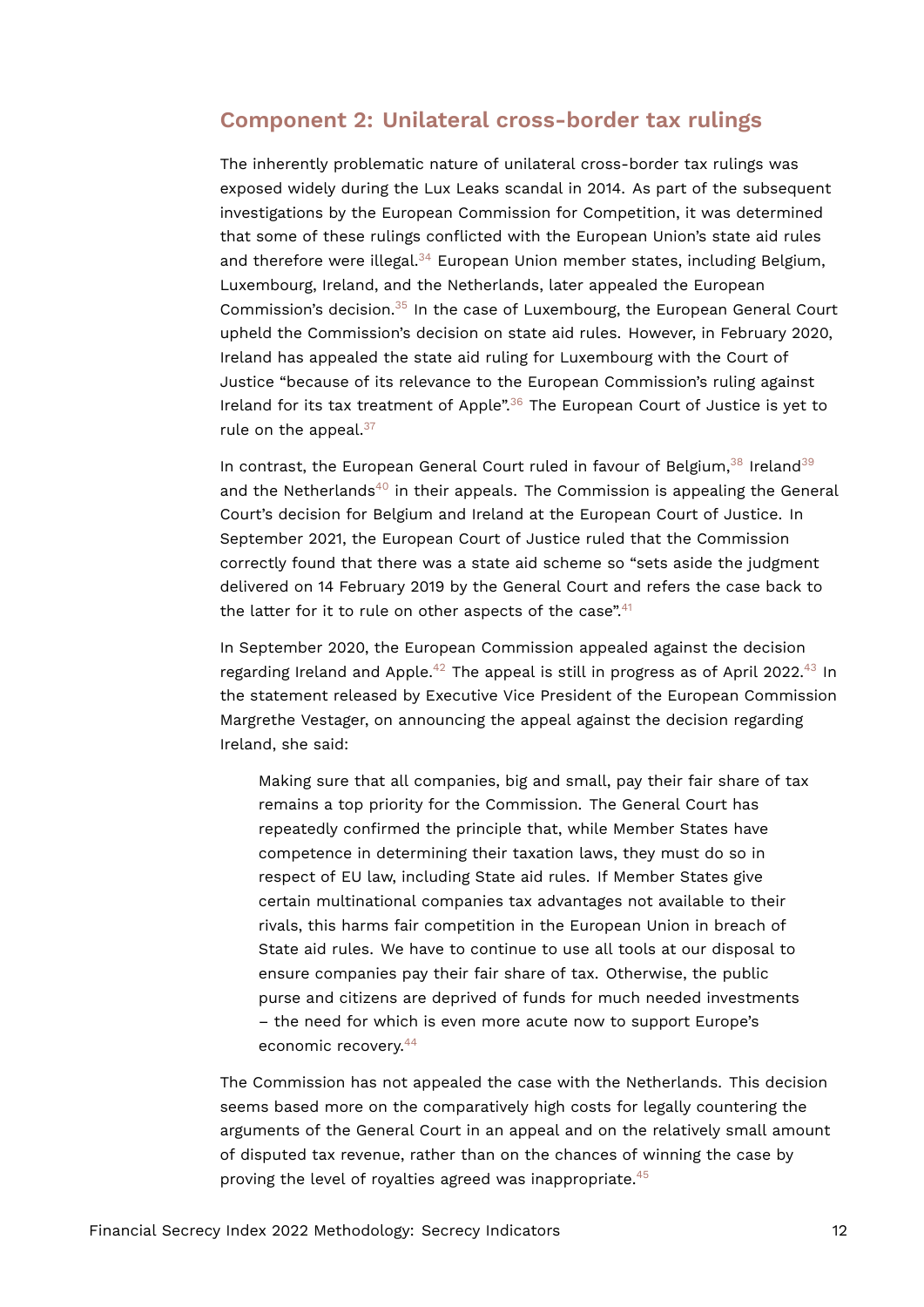## Component 2: Unilateral cross-border tax rulings

The inherently problematic nature of unilateral cross-border tax rulings was exposed widely during the Lux Leaks scandal in 2014. As part of the subsequent investigations by the European Commission for Competition, it was determined that some of these rulings conflicted with the European Union's state aid rules and therefore were illegal.[34] European Union member states, including Belgium, Luxembourg, Ireland, and the Netherlands, later appealed the European Commission's decision.[35] In the case of Luxembourg, the European General Court upheld the Commission's decision on state aid rules. However, in February 2020, Ireland has appealed the state aid ruling for Luxembourg with the Court of Justice "because of its relevance to the European Commission's ruling against Ireland for its tax treatment of Apple".[36] The European Court of Justice is yet to rule on the appeal.[37]

In contrast, the European General Court ruled in favour of Belgium,[38] Ireland[39] and the Netherlands[40] in their appeals. The Commission is appealing the General Court's decision for Belgium and Ireland at the European Court of Justice. In September 2021, the European Court of Justice ruled that the Commission correctly found that there was a state aid scheme so "sets aside the judgment delivered on 14 February 2019 by the General Court and refers the case back to the latter for it to rule on other aspects of the case".[41]

In September 2020, the European Commission appealed against the decision regarding Ireland and Apple.[42] The appeal is still in progress as of April 2022.[43] In the statement released by Executive Vice President of the European Commission Margrethe Vestager, on announcing the appeal against the decision regarding Ireland, she said:

> Making sure that all companies, big and small, pay their fair share of tax remains a top priority for the Commission. The General Court has repeatedly confirmed the principle that, while Member States have competence in determining their taxation laws, they must do so in respect of EU law, including State aid rules. If Member States give certain multinational companies tax advantages not available to their rivals, this harms fair competition in the European Union in breach of State aid rules. We have to continue to use all tools at our disposal to ensure companies pay their fair share of tax. Otherwise, the public purse and citizens are deprived of funds for much needed investments – the need for which is even more acute now to support Europe's economic recovery.[44]

The Commission has not appealed the case with the Netherlands. This decision seems based more on the comparatively high costs for legally countering the arguments of the General Court in an appeal and on the relatively small amount of disputed tax revenue, rather than on the chances of winning the case by proving the level of royalties agreed was inappropriate.[45]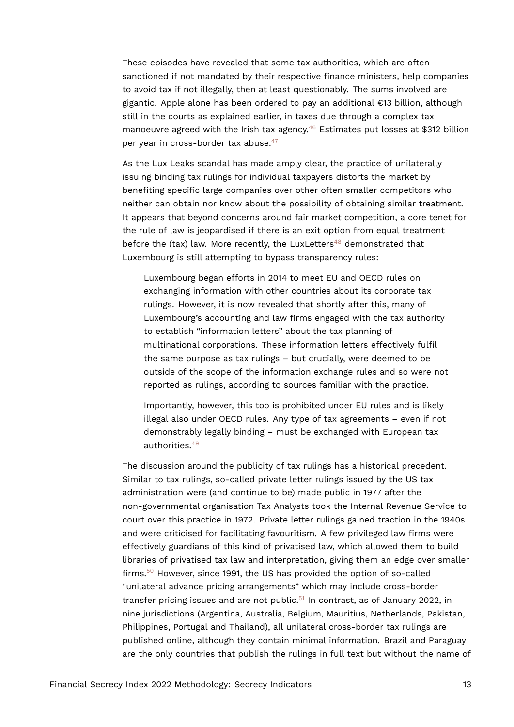These episodes have revealed that some tax authorities, which are often sanctioned if not mandated by their respective finance ministers, help companies to avoid tax if not illegally, then at least questionably. The sums involved are gigantic. Apple alone has been ordered to pay an additional €13 billion, although still in the courts as explained earlier, in taxes due through a complex tax manoeuvre agreed with the Irish tax agency.[46] Estimates put losses at $312 billion per year in cross-border tax abuse.[47]

As the Lux Leaks scandal has made amply clear, the practice of unilaterally issuing binding tax rulings for individual taxpayers distorts the market by benefiting specific large companies over other often smaller competitors who neither can obtain nor know about the possibility of obtaining similar treatment. It appears that beyond concerns around fair market competition, a core tenet for the rule of law is jeopardised if there is an exit option from equal treatment before the (tax) law. More recently, the LuxLetters[48] demonstrated that Luxembourg is still attempting to bypass transparency rules:

> Luxembourg began efforts in 2014 to meet EU and OECD rules on exchanging information with other countries about its corporate tax rulings. However, it is now revealed that shortly after this, many of Luxembourg's accounting and law firms engaged with the tax authority to establish "information letters" about the tax planning of multinational corporations. These information letters effectively fulfil the same purpose as tax rulings – but crucially, were deemed to be outside of the scope of the information exchange rules and so were not reported as rulings, according to sources familiar with the practice.
>
> Importantly, however, this too is prohibited under EU rules and is likely illegal also under OECD rules. Any type of tax agreements – even if not demonstrably legally binding – must be exchanged with European tax authorities.[49]

The discussion around the publicity of tax rulings has a historical precedent. Similar to tax rulings, so-called private letter rulings issued by the US tax administration were (and continue to be) made public in 1977 after the non-governmental organisation Tax Analysts took the Internal Revenue Service to court over this practice in 1972. Private letter rulings gained traction in the 1940s and were criticised for facilitating favouritism. A few privileged law firms were effectively guardians of this kind of privatised law, which allowed them to build libraries of privatised tax law and interpretation, giving them an edge over smaller firms.[50] However, since 1991, the US has provided the option of so-called "unilateral advance pricing arrangements" which may include cross-border transfer pricing issues and are not public.[51] In contrast, as of January 2022, in nine jurisdictions (Argentina, Australia, Belgium, Mauritius, Netherlands, Pakistan, Philippines, Portugal and Thailand), all unilateral cross-border tax rulings are published online, although they contain minimal information. Brazil and Paraguay are the only countries that publish the rulings in full text but without the name of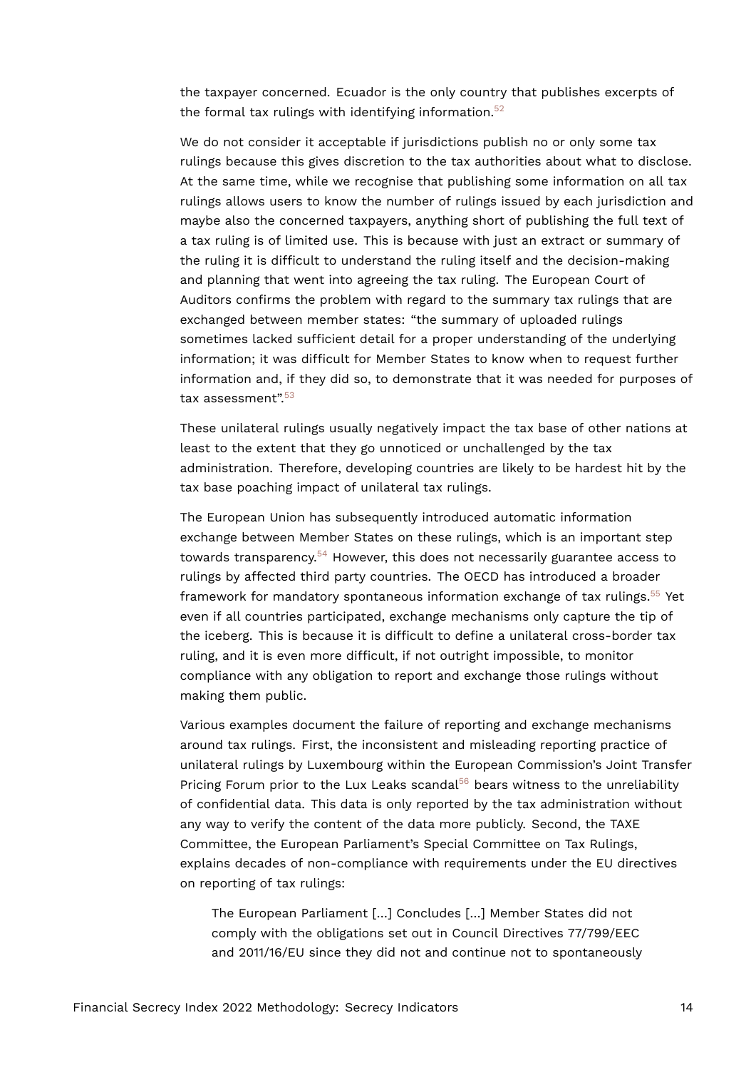the taxpayer concerned. Ecuador is the only country that publishes excerpts of the formal tax rulings with identifying information.[52]

We do not consider it acceptable if jurisdictions publish no or only some tax rulings because this gives discretion to the tax authorities about what to disclose. At the same time, while we recognise that publishing some information on all tax rulings allows users to know the number of rulings issued by each jurisdiction and maybe also the concerned taxpayers, anything short of publishing the full text of a tax ruling is of limited use. This is because with just an extract or summary of the ruling it is difficult to understand the ruling itself and the decision-making and planning that went into agreeing the tax ruling. The European Court of Auditors confirms the problem with regard to the summary tax rulings that are exchanged between member states: "the summary of uploaded rulings sometimes lacked sufficient detail for a proper understanding of the underlying information; it was difficult for Member States to know when to request further information and, if they did so, to demonstrate that it was needed for purposes of tax assessment".[53]

These unilateral rulings usually negatively impact the tax base of other nations at least to the extent that they go unnoticed or unchallenged by the tax administration. Therefore, developing countries are likely to be hardest hit by the tax base poaching impact of unilateral tax rulings.

The European Union has subsequently introduced automatic information exchange between Member States on these rulings, which is an important step towards transparency.[54] However, this does not necessarily guarantee access to rulings by affected third party countries. The OECD has introduced a broader framework for mandatory spontaneous information exchange of tax rulings.[55] Yet even if all countries participated, exchange mechanisms only capture the tip of the iceberg. This is because it is difficult to define a unilateral cross-border tax ruling, and it is even more difficult, if not outright impossible, to monitor compliance with any obligation to report and exchange those rulings without making them public.

Various examples document the failure of reporting and exchange mechanisms around tax rulings. First, the inconsistent and misleading reporting practice of unilateral rulings by Luxembourg within the European Commission's Joint Transfer Pricing Forum prior to the Lux Leaks scandal[56] bears witness to the unreliability of confidential data. This data is only reported by the tax administration without any way to verify the content of the data more publicly. Second, the TAXE Committee, the European Parliament's Special Committee on Tax Rulings, explains decades of non-compliance with requirements under the EU directives on reporting of tax rulings:

> The European Parliament [...] Concludes [...] Member States did not comply with the obligations set out in Council Directives 77/799/EEC and 2011/16/EU since they did not and continue not to spontaneously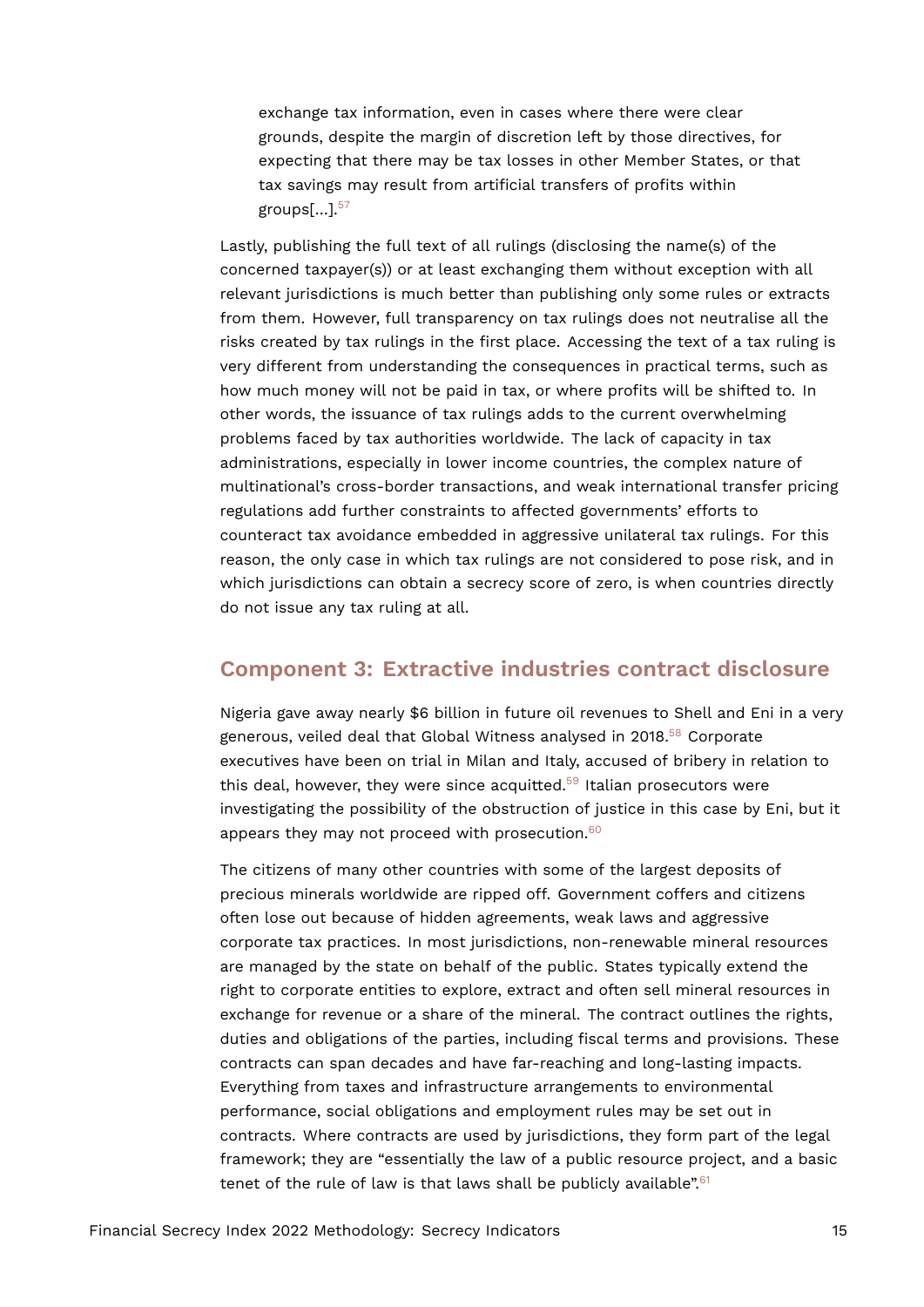> exchange tax information, even in cases where there were clear grounds, despite the margin of discretion left by those directives, for expecting that there may be tax losses in other Member States, or that tax savings may result from artificial transfers of profits within groups[...].[57]

Lastly, publishing the full text of all rulings (disclosing the name(s) of the concerned taxpayer(s)) or at least exchanging them without exception with all relevant jurisdictions is much better than publishing only some rules or extracts from them. However, full transparency on tax rulings does not neutralise all the risks created by tax rulings in the first place. Accessing the text of a tax ruling is very different from understanding the consequences in practical terms, such as how much money will not be paid in tax, or where profits will be shifted to. In other words, the issuance of tax rulings adds to the current overwhelming problems faced by tax authorities worldwide. The lack of capacity in tax administrations, especially in lower income countries, the complex nature of multinational's cross-border transactions, and weak international transfer pricing regulations add further constraints to affected governments' efforts to counteract tax avoidance embedded in aggressive unilateral tax rulings. For this reason, the only case in which tax rulings are not considered to pose risk, and in which jurisdictions can obtain a secrecy score of zero, is when countries directly do not issue any tax ruling at all.

## Component 3: Extractive industries contract disclosure

Nigeria gave away nearly $6 billion in future oil revenues to Shell and Eni in a very generous, veiled deal that Global Witness analysed in 2018.[58] Corporate executives have been on trial in Milan and Italy, accused of bribery in relation to this deal, however, they were since acquitted.[59] Italian prosecutors were investigating the possibility of the obstruction of justice in this case by Eni, but it appears they may not proceed with prosecution.[60]

The citizens of many other countries with some of the largest deposits of precious minerals worldwide are ripped off. Government coffers and citizens often lose out because of hidden agreements, weak laws and aggressive corporate tax practices. In most jurisdictions, non-renewable mineral resources are managed by the state on behalf of the public. States typically extend the right to corporate entities to explore, extract and often sell mineral resources in exchange for revenue or a share of the mineral. The contract outlines the rights, duties and obligations of the parties, including fiscal terms and provisions. These contracts can span decades and have far-reaching and long-lasting impacts. Everything from taxes and infrastructure arrangements to environmental performance, social obligations and employment rules may be set out in contracts. Where contracts are used by jurisdictions, they form part of the legal framework; they are "essentially the law of a public resource project, and a basic tenet of the rule of law is that laws shall be publicly available".[61]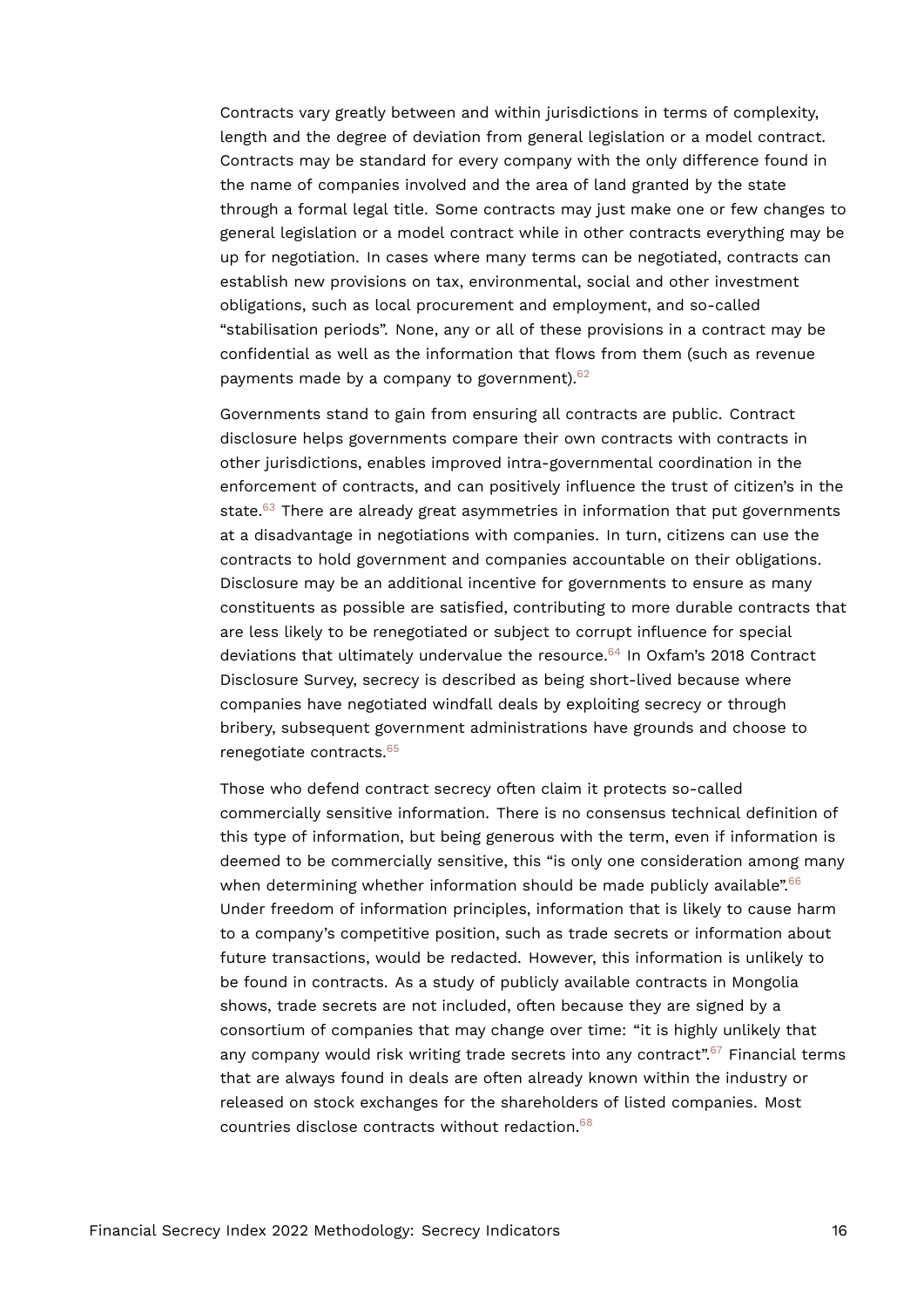Contracts vary greatly between and within jurisdictions in terms of complexity, length and the degree of deviation from general legislation or a model contract. Contracts may be standard for every company with the only difference found in the name of companies involved and the area of land granted by the state through a formal legal title. Some contracts may just make one or few changes to general legislation or a model contract while in other contracts everything may be up for negotiation. In cases where many terms can be negotiated, contracts can establish new provisions on tax, environmental, social and other investment obligations, such as local procurement and employment, and so-called "stabilisation periods". None, any or all of these provisions in a contract may be confidential as well as the information that flows from them (such as revenue payments made by a company to government).[62]

Governments stand to gain from ensuring all contracts are public. Contract disclosure helps governments compare their own contracts with contracts in other jurisdictions, enables improved intra-governmental coordination in the enforcement of contracts, and can positively influence the trust of citizen's in the state.[63] There are already great asymmetries in information that put governments at a disadvantage in negotiations with companies. In turn, citizens can use the contracts to hold government and companies accountable on their obligations. Disclosure may be an additional incentive for governments to ensure as many constituents as possible are satisfied, contributing to more durable contracts that are less likely to be renegotiated or subject to corrupt influence for special deviations that ultimately undervalue the resource.[64] In Oxfam's 2018 Contract Disclosure Survey, secrecy is described as being short-lived because where companies have negotiated windfall deals by exploiting secrecy or through bribery, subsequent government administrations have grounds and choose to renegotiate contracts.[65]

Those who defend contract secrecy often claim it protects so-called commercially sensitive information. There is no consensus technical definition of this type of information, but being generous with the term, even if information is deemed to be commercially sensitive, this "is only one consideration among many when determining whether information should be made publicly available".[66] Under freedom of information principles, information that is likely to cause harm to a company's competitive position, such as trade secrets or information about future transactions, would be redacted. However, this information is unlikely to be found in contracts. As a study of publicly available contracts in Mongolia shows, trade secrets are not included, often because they are signed by a consortium of companies that may change over time: "it is highly unlikely that any company would risk writing trade secrets into any contract".[67] Financial terms that are always found in deals are often already known within the industry or released on stock exchanges for the shareholders of listed companies. Most countries disclose contracts without redaction.[68]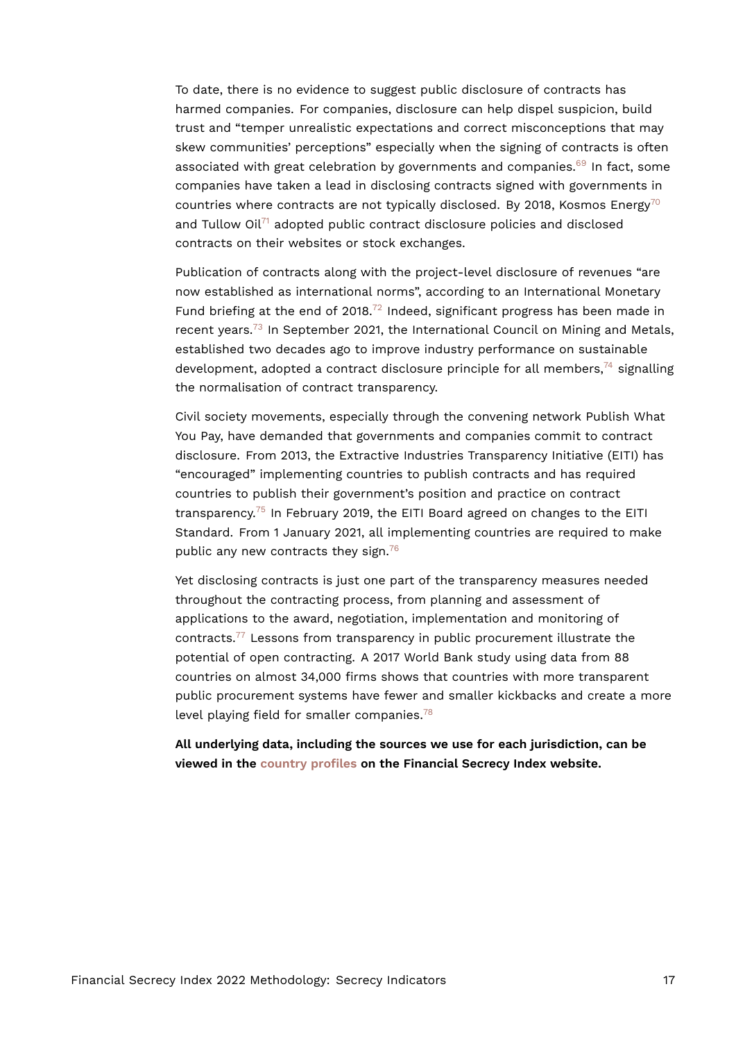To date, there is no evidence to suggest public disclosure of contracts has harmed companies. For companies, disclosure can help dispel suspicion, build trust and "temper unrealistic expectations and correct misconceptions that may skew communities' perceptions" especially when the signing of contracts is often associated with great celebration by governments and companies.[69] In fact, some companies have taken a lead in disclosing contracts signed with governments in countries where contracts are not typically disclosed. By 2018, Kosmos Energy[70] and Tullow Oil[71] adopted public contract disclosure policies and disclosed contracts on their websites or stock exchanges.

Publication of contracts along with the project-level disclosure of revenues "are now established as international norms", according to an International Monetary Fund briefing at the end of 2018.[72] Indeed, significant progress has been made in recent years.[73] In September 2021, the International Council on Mining and Metals, established two decades ago to improve industry performance on sustainable development, adopted a contract disclosure principle for all members,[74] signalling the normalisation of contract transparency.

Civil society movements, especially through the convening network Publish What You Pay, have demanded that governments and companies commit to contract disclosure. From 2013, the Extractive Industries Transparency Initiative (EITI) has "encouraged" implementing countries to publish contracts and has required countries to publish their government's position and practice on contract transparency.[75] In February 2019, the EITI Board agreed on changes to the EITI Standard. From 1 January 2021, all implementing countries are required to make public any new contracts they sign.[76]

Yet disclosing contracts is just one part of the transparency measures needed throughout the contracting process, from planning and assessment of applications to the award, negotiation, implementation and monitoring of contracts.[77] Lessons from transparency in public procurement illustrate the potential of open contracting. A 2017 World Bank study using data from 88 countries on almost 34,000 firms shows that countries with more transparent public procurement systems have fewer and smaller kickbacks and create a more level playing field for smaller companies.[78]

**All underlying data, including the sources we use for each jurisdiction, can be viewed in the country profiles on the Financial Secrecy Index website.**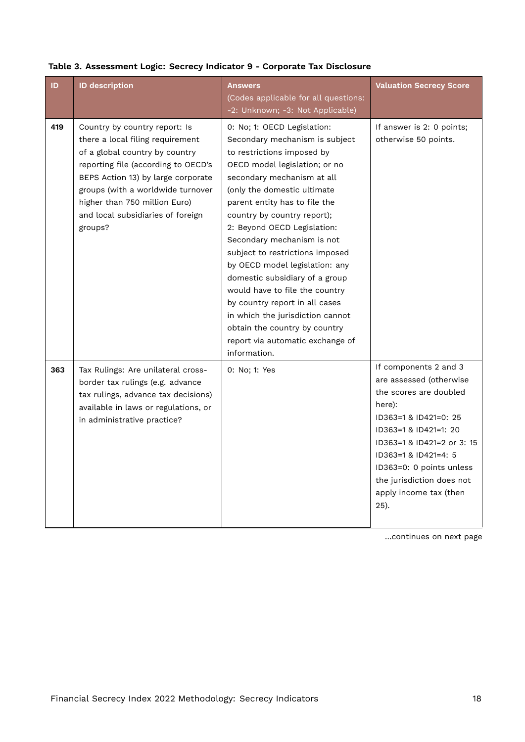**Table 3. Assessment Logic: Secrecy Indicator 9 - Corporate Tax Disclosure**

| ID | ID description | Answers (Codes applicable for all questions: -2: Unknown; -3: Not Applicable) | Valuation Secrecy Score |
|---|---|---|---|
| 419 | Country by country report: Is there a local filing requirement of a global country by country reporting file (according to OECD's BEPS Action 13) by large corporate groups (with a worldwide turnover higher than 750 million Euro) and local subsidiaries of foreign groups? | 0: No; 1: OECD Legislation: Secondary mechanism is subject to restrictions imposed by OECD model legislation; or no secondary mechanism at all (only the domestic ultimate parent entity has to file the country by country report); 2: Beyond OECD Legislation: Secondary mechanism is not subject to restrictions imposed by OECD model legislation: any domestic subsidiary of a group would have to file the country by country report in all cases in which the jurisdiction cannot obtain the country by country report via automatic exchange of information. | If answer is 2: 0 points; otherwise 50 points. |
| 363 | Tax Rulings: Are unilateral cross-border tax rulings (e.g. advance tax rulings, advance tax decisions) available in laws or regulations, or in administrative practice? | 0: No; 1: Yes | If components 2 and 3 are assessed (otherwise the scores are doubled here): ID363=1 & ID421=0: 25 ID363=1 & ID421=1: 20 ID363=1 & ID421=2 or 3: 15 ID363=1 & ID421=4: 5 ID363=0: 0 points unless the jurisdiction does not apply income tax (then 25). |

...continues on next page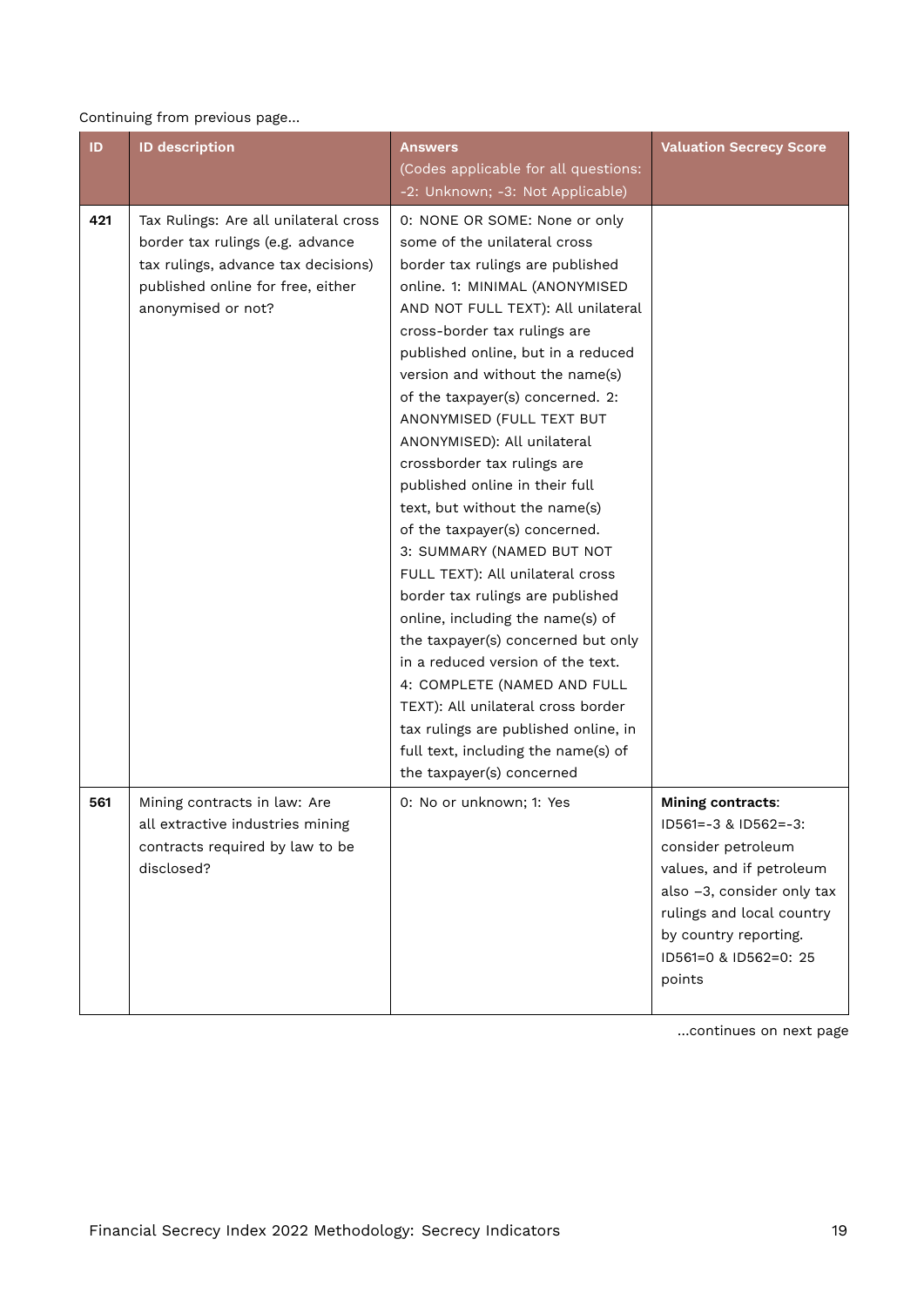Continuing from previous page...

| ID | ID description | Answers<br>(Codes applicable for all questions: -2: Unknown; -3: Not Applicable) | Valuation Secrecy Score |
|---|---|---|---|
| **421** | Tax Rulings: Are all unilateral cross border tax rulings (e.g. advance tax rulings, advance tax decisions) published online for free, either anonymised or not? | 0: NONE OR SOME: None or only some of the unilateral cross border tax rulings are published online. 1: MINIMAL (ANONYMISED AND NOT FULL TEXT): All unilateral cross-border tax rulings are published online, but in a reduced version and without the name(s) of the taxpayer(s) concerned. 2: ANONYMISED (FULL TEXT BUT ANONYMISED): All unilateral crossborder tax rulings are published online in their full text, but without the name(s) of the taxpayer(s) concerned. 3: SUMMARY (NAMED BUT NOT FULL TEXT): All unilateral cross border tax rulings are published online, including the name(s) of the taxpayer(s) concerned but only in a reduced version of the text. 4: COMPLETE (NAMED AND FULL TEXT): All unilateral cross border tax rulings are published online, in full text, including the name(s) of the taxpayer(s) concerned | |
| **561** | Mining contracts in law: Are all extractive industries mining contracts required by law to be disclosed? | 0: No or unknown; 1: Yes | **Mining contracts**: ID561=-3 & ID562=-3: consider petroleum values, and if petroleum also −3, consider only tax rulings and local country by country reporting. ID561=0 & ID562=0: 25 points |

...continues on next page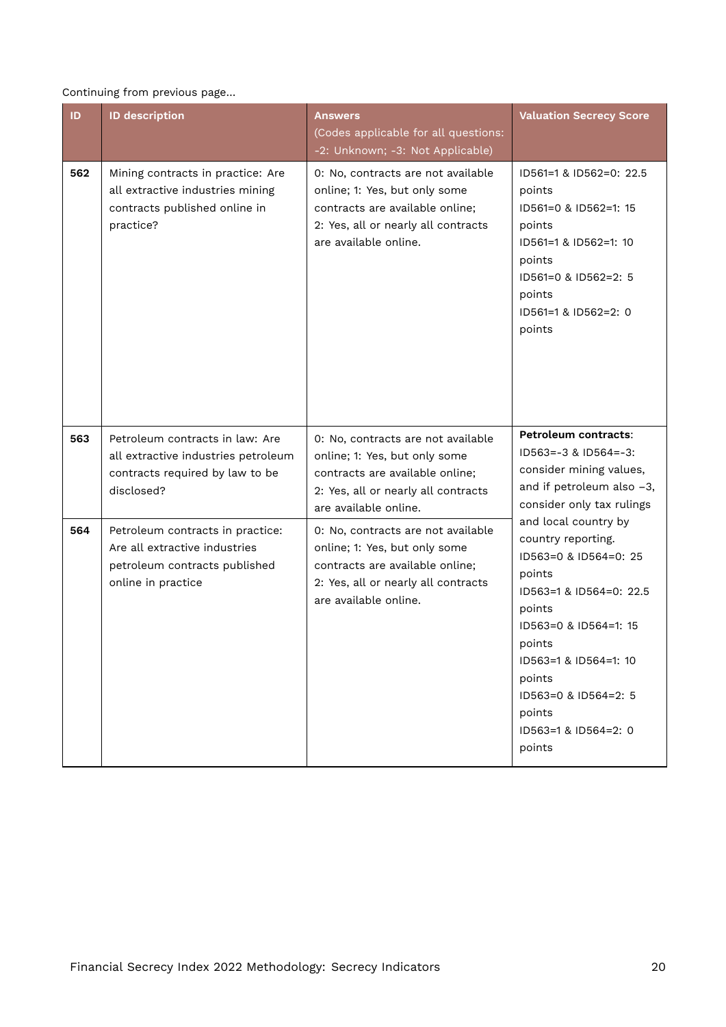Continuing from previous page...

| ID | ID description | Answers (Codes applicable for all questions: -2: Unknown; -3: Not Applicable) | Valuation Secrecy Score |
|---|---|---|---|
| 562 | Mining contracts in practice: Are all extractive industries mining contracts published online in practice? | 0: No, contracts are not available online; 1: Yes, but only some contracts are available online; 2: Yes, all or nearly all contracts are available online. | ID561=1 & ID562=0: 22.5 points<br>ID561=0 & ID562=1: 15 points<br>ID561=1 & ID562=1: 10 points<br>ID561=0 & ID562=2: 5 points<br>ID561=1 & ID562=2: 0 points |
| 563 | Petroleum contracts in law: Are all extractive industries petroleum contracts required by law to be disclosed? | 0: No, contracts are not available online; 1: Yes, but only some contracts are available online; 2: Yes, all or nearly all contracts are available online. | **Petroleum contracts**:<br>ID563=-3 & ID564=-3: consider mining values, and if petroleum also −3, consider only tax rulings and local country by country reporting.<br>ID563=0 & ID564=0: 25 points<br>ID563=1 & ID564=0: 22.5 points<br>ID563=0 & ID564=1: 15 points<br>ID563=1 & ID564=1: 10 points<br>ID563=0 & ID564=2: 5 points<br>ID563=1 & ID564=2: 0 points |
| 564 | Petroleum contracts in practice: Are all extractive industries petroleum contracts published online in practice | 0: No, contracts are not available online; 1: Yes, but only some contracts are available online; 2: Yes, all or nearly all contracts are available online. | |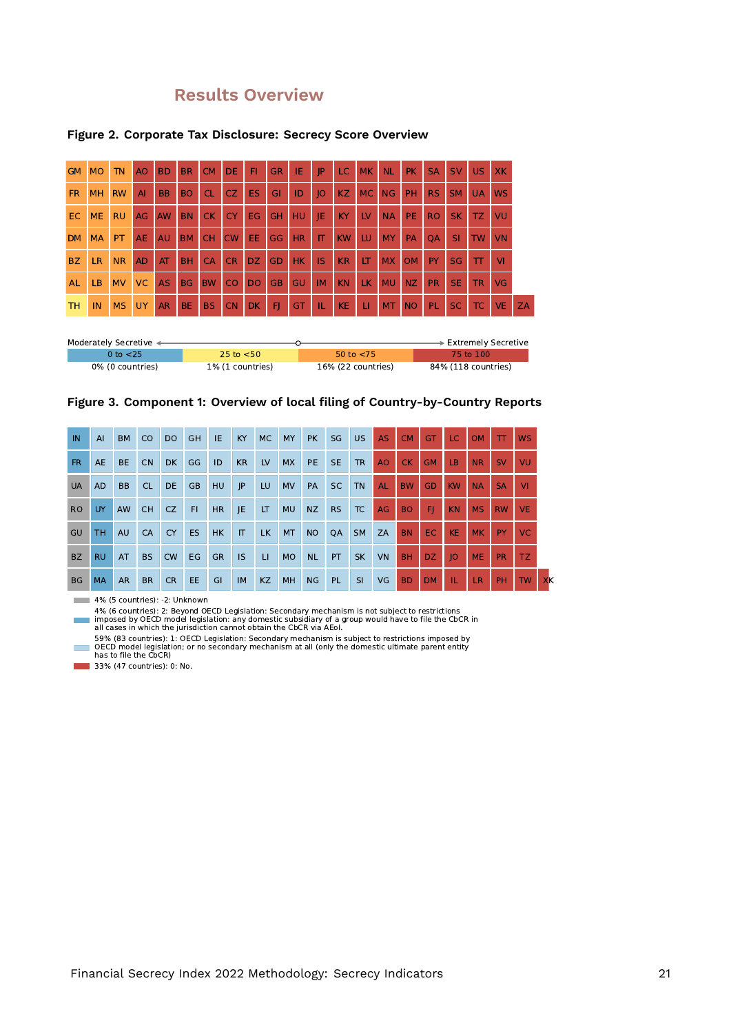## Results Overview

**Figure 2. Corporate Tax Disclosure: Secrecy Score Overview**

| | | | | | | | | | | | | | | | | | | | | |
|---|---|---|---|---|---|---|---|---|---|---|---|---|---|---|---|---|---|---|---|---|
| GM | MO | TN | AO | BD | BR | CM | DE | FI | GR | IE | JP | LC | MK | NL | PK | SA | SV | US | XK | |
| FR | MH | RW | AI | BB | BO | CL | CZ | ES | GI | ID | JO | KZ | MC | NG | PH | RS | SM | UA | WS | |
| EC | ME | RU | AG | AW | BN | CK | CY | EG | GH | HU | JE | KY | LV | NA | PE | RO | SK | TZ | VU | |
| DM | MA | PT | AE | AU | BM | CH | CW | EE | GG | HR | IT | KW | LU | MY | PA | QA | SI | TW | VN | |
| BZ | LR | NR | AD | AT | BH | CA | CR | DZ | GD | HK | IS | KR | LT | MX | OM | PY | SG | TT | VI | |
| AL | LB | MV | VC | AS | BG | BW | CO | DO | GB | GU | IM | KN | LK | MU | NZ | PR | SE | TR | VG | |
| TH | IN | MS | UY | AR | BE | BS | CN | DK | FJ | GT | IL | KE | LI | MT | NO | PL | SC | TC | VE | ZA |

Moderately Secretive ← → Extremely Secretive

| 0 to <25 | 25 to <50 | 50 to <75 | 75 to 100 |
|---|---|---|---|
| 0% (0 countries) | 1% (1 countries) | 16% (22 countries) | 84% (118 countries) |

**Figure 3. Component 1: Overview of local filing of Country-by-Country Reports**

| | | | | | | | | | | | | | | | | | | | | |
|---|---|---|---|---|---|---|---|---|---|---|---|---|---|---|---|---|---|---|---|---|
| IN | AI | BM | CO | DO | GH | IE | KY | MC | MY | PK | SG | US | AS | CM | GT | LC | OM | TT | WS | |
| FR | AE | BE | CN | DK | GG | ID | KR | LV | MX | PE | SE | TR | AO | CK | GM | LB | NR | SV | VU | |
| UA | AD | BB | CL | DE | GB | HU | JP | LU | MV | PA | SC | TN | AL | BW | GD | KW | NA | SA | VI | |
| RO | UY | AW | CH | CZ | FI | HR | JE | LT | MU | NZ | RS | TC | AG | BO | FJ | KN | MS | RW | VE | |
| GU | TH | AU | CA | CY | ES | HK | IT | LK | MT | NO | QA | SM | ZA | BN | EC | KE | MK | PY | VC | |
| BZ | RU | AT | BS | CW | EG | GR | IS | LI | MO | NL | PT | SK | VN | BH | DZ | JO | ME | PR | TZ | |
| BG | MA | AR | BR | CR | EE | GI | IM | KZ | MH | NG | PL | SI | VG | BD | DM | IL | LR | PH | TW | XK |

- 4% (5 countries): -2: Unknown
- 4% (6 countries): 2: Beyond OECD Legislation: Secondary mechanism is not subject to restrictions imposed by OECD model legislation: any domestic subsidiary of a group would have to file the CbCR in all cases in which the jurisdiction cannot obtain the CbCR via AEoI.
- 59% (83 countries): 1: OECD Legislation: Secondary mechanism is subject to restrictions imposed by OECD model legislation; or no secondary mechanism at all (only the domestic ultimate parent entity has to file the CbCR)
- 33% (47 countries): 0: No.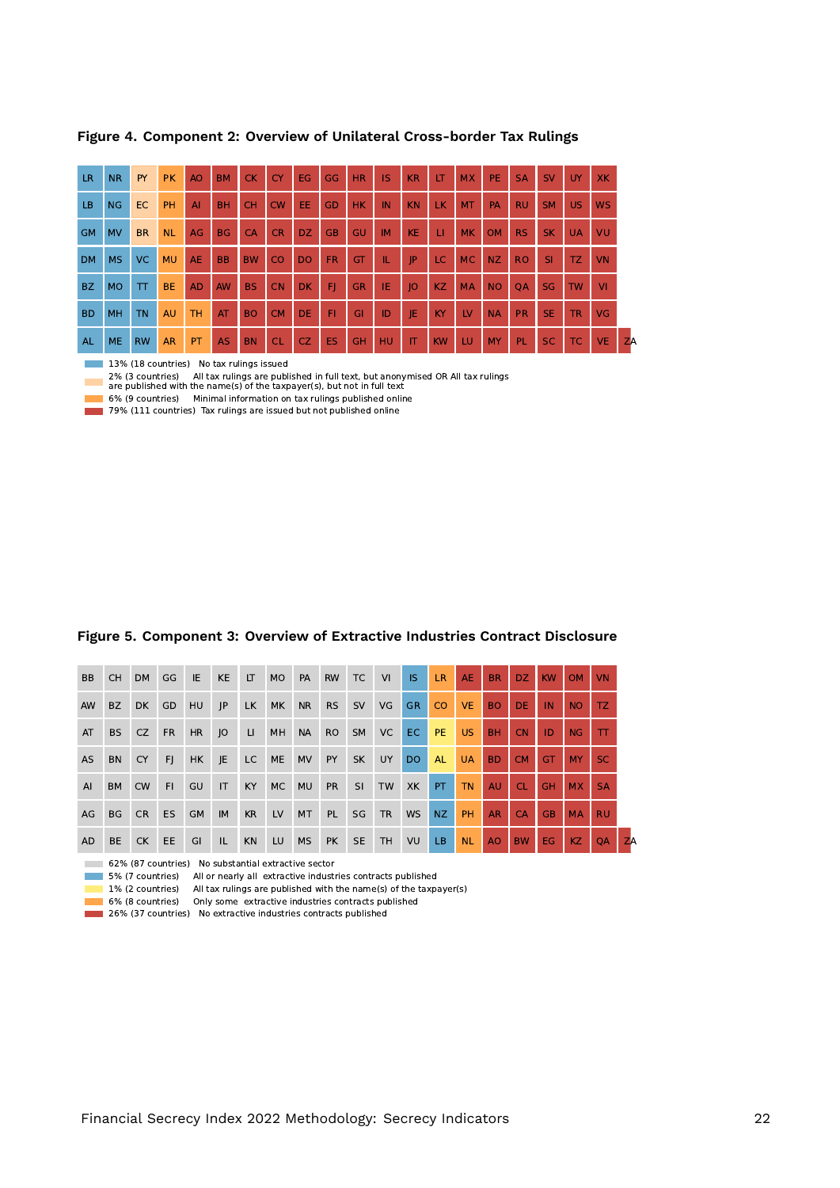**Figure 4. Component 2: Overview of Unilateral Cross-border Tax Rulings**

| LR | NR | PY | PK | AO | BM | CK | CY | EG | GG | HR | IS | KR | LT | MX | PE | SA | SV | UY | XK | |
|---|---|---|---|---|---|---|---|---|---|---|---|---|---|---|---|---|---|---|---|---|
| LB | NG | EC | PH | AI | BH | CH | CW | EE | GD | HK | IN | KN | LK | MT | PA | RU | SM | US | WS | |
| GM | MV | BR | NL | AG | BG | CA | CR | DZ | GB | GU | IM | KE | LI | MK | OM | RS | SK | UA | VU | |
| DM | MS | VC | MU | AE | BB | BW | CO | DO | FR | GT | IL | JP | LC | MC | NZ | RO | SI | TZ | VN | |
| BZ | MO | TT | BE | AD | AW | BS | CN | DK | FJ | GR | IE | JO | KZ | MA | NO | QA | SG | TW | VI | |
| BD | MH | TN | AU | TH | AT | BO | CM | DE | FI | GI | ID | JE | KY | LV | NA | PR | SE | TR | VG | |
| AL | ME | RW | AR | PT | AS | BN | CL | CZ | ES | GH | HU | IT | KW | LU | MY | PL | SC | TC | VE | ZA |

- 13% (18 countries) No tax rulings issued
- 2% (3 countries) All tax rulings are published in full text, but anonymised OR All tax rulings are published with the name(s) of the taxpayer(s), but not in full text
- 6% (9 countries) Minimal information on tax rulings published online
- 79% (111 countries) Tax rulings are issued but not published online

**Figure 5. Component 3: Overview of Extractive Industries Contract Disclosure**

| BB | CH | DM | GG | IE | KE | LT | MO | PA | RW | TC | VI | IS | LR | AE | BR | DZ | KW | OM | VN | |
|---|---|---|---|---|---|---|---|---|---|---|---|---|---|---|---|---|---|---|---|---|
| AW | BZ | DK | GD | HU | JP | LK | MK | NR | RS | SV | VG | GR | CO | VE | BO | DE | IN | NO | TZ | |
| AT | BS | CZ | FR | HR | JO | LI | MH | NA | RO | SM | VC | EC | PE | US | BH | CN | ID | NG | TT | |
| AS | BN | CY | FJ | HK | JE | LC | ME | MV | PY | SK | UY | DO | AL | UA | BD | CM | GT | MY | SC | |
| AI | BM | CW | FI | GU | IT | KY | MC | MU | PR | SI | TW | XK | PT | TN | AU | CL | GH | MX | SA | |
| AG | BG | CR | ES | GM | IM | KR | LV | MT | PL | SG | TR | WS | NZ | PH | AR | CA | GB | MA | RU | |
| AD | BE | CK | EE | GI | IL | KN | LU | MS | PK | SE | TH | VU | LB | NL | AO | BW | EG | KZ | QA | ZA |

- 62% (87 countries) No substantial extractive sector
- 5% (7 countries) All or nearly all extractive industries contracts published
- 1% (2 countries) All tax rulings are published with the name(s) of the taxpayer(s)
- 6% (8 countries) Only some extractive industries contracts published
- 26% (37 countries) No extractive industries contracts published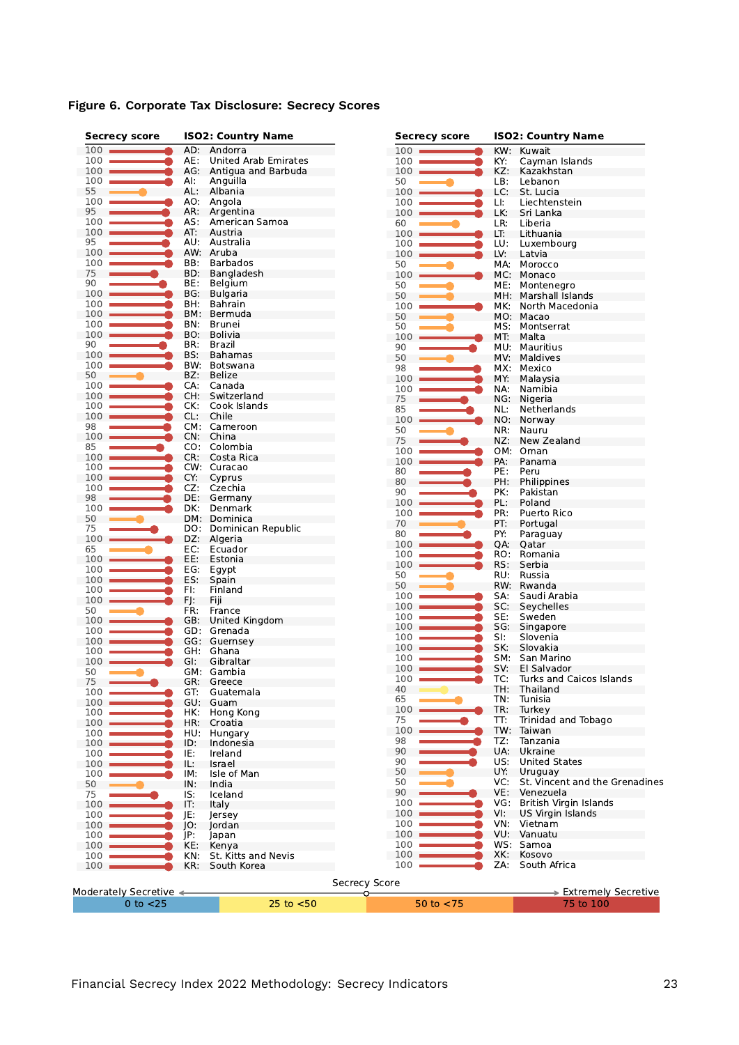**Figure 6. Corporate Tax Disclosure: Secrecy Scores**

| Secrecy score | ISO2: Country Name |
|---|---|
| 100 | AD: Andorra |
| 100 | AE: United Arab Emirates |
| 100 | AG: Antigua and Barbuda |
| 100 | AI: Anguilla |
| 55 | AL: Albania |
| 100 | AO: Angola |
| 95 | AR: Argentina |
| 100 | AS: American Samoa |
| 100 | AT: Austria |
| 95 | AU: Australia |
| 100 | AW: Aruba |
| 100 | BB: Barbados |
| 75 | BD: Bangladesh |
| 90 | BE: Belgium |
| 100 | BG: Bulgaria |
| 100 | BH: Bahrain |
| 100 | BM: Bermuda |
| 100 | BN: Brunei |
| 100 | BO: Bolivia |
| 90 | BR: Brazil |
| 100 | BS: Bahamas |
| 100 | BW: Botswana |
| 50 | BZ: Belize |
| 100 | CA: Canada |
| 100 | CH: Switzerland |
| 100 | CK: Cook Islands |
| 100 | CL: Chile |
| 98 | CM: Cameroon |
| 100 | CN: China |
| 85 | CO: Colombia |
| 100 | CR: Costa Rica |
| 100 | CW: Curacao |
| 100 | CY: Cyprus |
| 100 | CZ: Czechia |
| 98 | DE: Germany |
| 100 | DK: Denmark |
| 50 | DM: Dominica |
| 75 | DO: Dominican Republic |
| 100 | DZ: Algeria |
| 65 | EC: Ecuador |
| 100 | EE: Estonia |
| 100 | EG: Egypt |
| 100 | ES: Spain |
| 100 | FI: Finland |
| 100 | FJ: Fiji |
| 50 | FR: France |
| 100 | GB: United Kingdom |
| 100 | GD: Grenada |
| 100 | GG: Guernsey |
| 100 | GH: Ghana |
| 100 | GI: Gibraltar |
| 50 | GM: Gambia |
| 75 | GR: Greece |
| 100 | GT: Guatemala |
| 100 | GU: Guam |
| 100 | HK: Hong Kong |
| 100 | HR: Croatia |
| 100 | HU: Hungary |
| 100 | ID: Indonesia |
| 100 | IE: Ireland |
| 100 | IL: Israel |
| 100 | IM: Isle of Man |
| 50 | IN: India |
| 75 | IS: Iceland |
| 100 | IT: Italy |
| 100 | JE: Jersey |
| 100 | JO: Jordan |
| 100 | JP: Japan |
| 100 | KE: Kenya |
| 100 | KN: St. Kitts and Nevis |
| 100 | KR: South Korea |
| 100 | KW: Kuwait |
| 100 | KY: Cayman Islands |
| 100 | KZ: Kazakhstan |
| 50 | LB: Lebanon |
| 100 | LC: St. Lucia |
| 100 | LI: Liechtenstein |
| 100 | LK: Sri Lanka |
| 60 | LR: Liberia |
| 100 | LT: Lithuania |
| 100 | LU: Luxembourg |
| 100 | LV: Latvia |
| 50 | MA: Morocco |
| 100 | MC: Monaco |
| 50 | ME: Montenegro |
| 50 | MH: Marshall Islands |
| 100 | MK: North Macedonia |
| 50 | MO: Macao |
| 50 | MS: Montserrat |
| 100 | MT: Malta |
| 90 | MU: Mauritius |
| 50 | MV: Maldives |
| 98 | MX: Mexico |
| 100 | MY: Malaysia |
| 100 | NA: Namibia |
| 75 | NG: Nigeria |
| 85 | NL: Netherlands |
| 100 | NO: Norway |
| 50 | NR: Nauru |
| 75 | NZ: New Zealand |
| 100 | OM: Oman |
| 100 | PA: Panama |
| 80 | PE: Peru |
| 80 | PH: Philippines |
| 90 | PK: Pakistan |
| 100 | PL: Poland |
| 100 | PR: Puerto Rico |
| 70 | PT: Portugal |
| 80 | PY: Paraguay |
| 100 | QA: Qatar |
| 100 | RO: Romania |
| 100 | RS: Serbia |
| 50 | RU: Russia |
| 50 | RW: Rwanda |
| 100 | SA: Saudi Arabia |
| 100 | SC: Seychelles |
| 100 | SE: Sweden |
| 100 | SG: Singapore |
| 100 | SI: Slovenia |
| 100 | SK: Slovakia |
| 100 | SM: San Marino |
| 100 | SV: El Salvador |
| 100 | TC: Turks and Caicos Islands |
| 40 | TH: Thailand |
| 65 | TN: Tunisia |
| 100 | TR: Turkey |
| 75 | TT: Trinidad and Tobago |
| 100 | TW: Taiwan |
| 98 | TZ: Tanzania |
| 90 | UA: Ukraine |
| 90 | US: United States |
| 50 | UY: Uruguay |
| 50 | VC: St. Vincent and the Grenadines |
| 90 | VE: Venezuela |
| 100 | VG: British Virgin Islands |
| 100 | VI: US Virgin Islands |
| 100 | VN: Vietnam |
| 100 | VU: Vanuatu |
| 100 | WS: Samoa |
| 100 | XK: Kosovo |
| 100 | ZA: South Africa |

Secrecy Score: Moderately Secretive ← → Extremely Secretive

| 0 to <25 | 25 to <50 | 50 to <75 | 75 to 100 |
|---|---|---|---|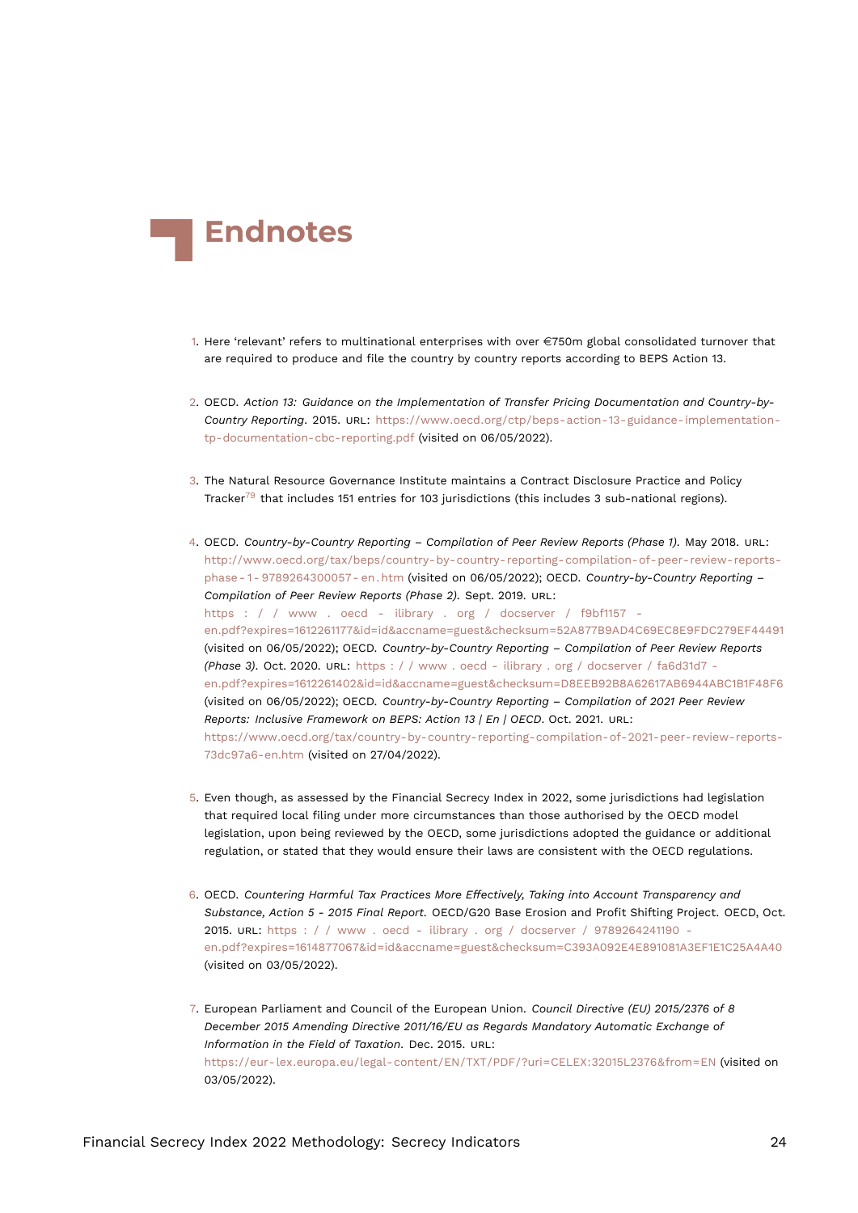# Endnotes

1. Here ‘relevant’ refers to multinational enterprises with over €750m global consolidated turnover that are required to produce and file the country by country reports according to BEPS Action 13.

2. OECD. *Action 13: Guidance on the Implementation of Transfer Pricing Documentation and Country-by-Country Reporting*. 2015. URL: https://www.oecd.org/ctp/beps-action-13-guidance-implementation-tp-documentation-cbc-reporting.pdf (visited on 06/05/2022).

3. The Natural Resource Governance Institute maintains a Contract Disclosure Practice and Policy Tracker[79] that includes 151 entries for 103 jurisdictions (this includes 3 sub-national regions).

4. OECD. *Country-by-Country Reporting – Compilation of Peer Review Reports (Phase 1)*. May 2018. URL: http://www.oecd.org/tax/beps/country-by-country-reporting-compilation-of-peer-review-reports-phase-1-9789264300057-en.htm (visited on 06/05/2022); OECD. *Country-by-Country Reporting – Compilation of Peer Review Reports (Phase 2)*. Sept. 2019. URL: https://www.oecd-ilibrary.org/docserver/f9bf1157-en.pdf?expires=1612261177&id=id&accname=guest&checksum=52A877B9AD4C69EC8E9FDC279EF44491 (visited on 06/05/2022); OECD. *Country-by-Country Reporting – Compilation of Peer Review Reports (Phase 3)*. Oct. 2020. URL: https://www.oecd-ilibrary.org/docserver/fa6d31d7-en.pdf?expires=1612261402&id=id&accname=guest&checksum=D8EEB92B8A62617AB6944ABC1B1F48F6 (visited on 06/05/2022); OECD. *Country-by-Country Reporting – Compilation of 2021 Peer Review Reports: Inclusive Framework on BEPS: Action 13 | En | OECD*. Oct. 2021. URL: https://www.oecd.org/tax/country-by-country-reporting-compilation-of-2021-peer-review-reports-73dc97a6-en.htm (visited on 27/04/2022).

5. Even though, as assessed by the Financial Secrecy Index in 2022, some jurisdictions had legislation that required local filing under more circumstances than those authorised by the OECD model legislation, upon being reviewed by the OECD, some jurisdictions adopted the guidance or additional regulation, or stated that they would ensure their laws are consistent with the OECD regulations.

6. OECD. *Countering Harmful Tax Practices More Effectively, Taking into Account Transparency and Substance, Action 5 - 2015 Final Report*. OECD/G20 Base Erosion and Profit Shifting Project. OECD, Oct. 2015. URL: https://www.oecd-ilibrary.org/docserver/9789264241190-en.pdf?expires=1614877067&id=id&accname=guest&checksum=C393A092E4E891081A3EF1E1C25A4A40 (visited on 03/05/2022).

7. European Parliament and Council of the European Union. *Council Directive (EU) 2015/2376 of 8 December 2015 Amending Directive 2011/16/EU as Regards Mandatory Automatic Exchange of Information in the Field of Taxation*. Dec. 2015. URL: https://eur-lex.europa.eu/legal-content/EN/TXT/PDF/?uri=CELEX:32015L2376&from=EN (visited on 03/05/2022).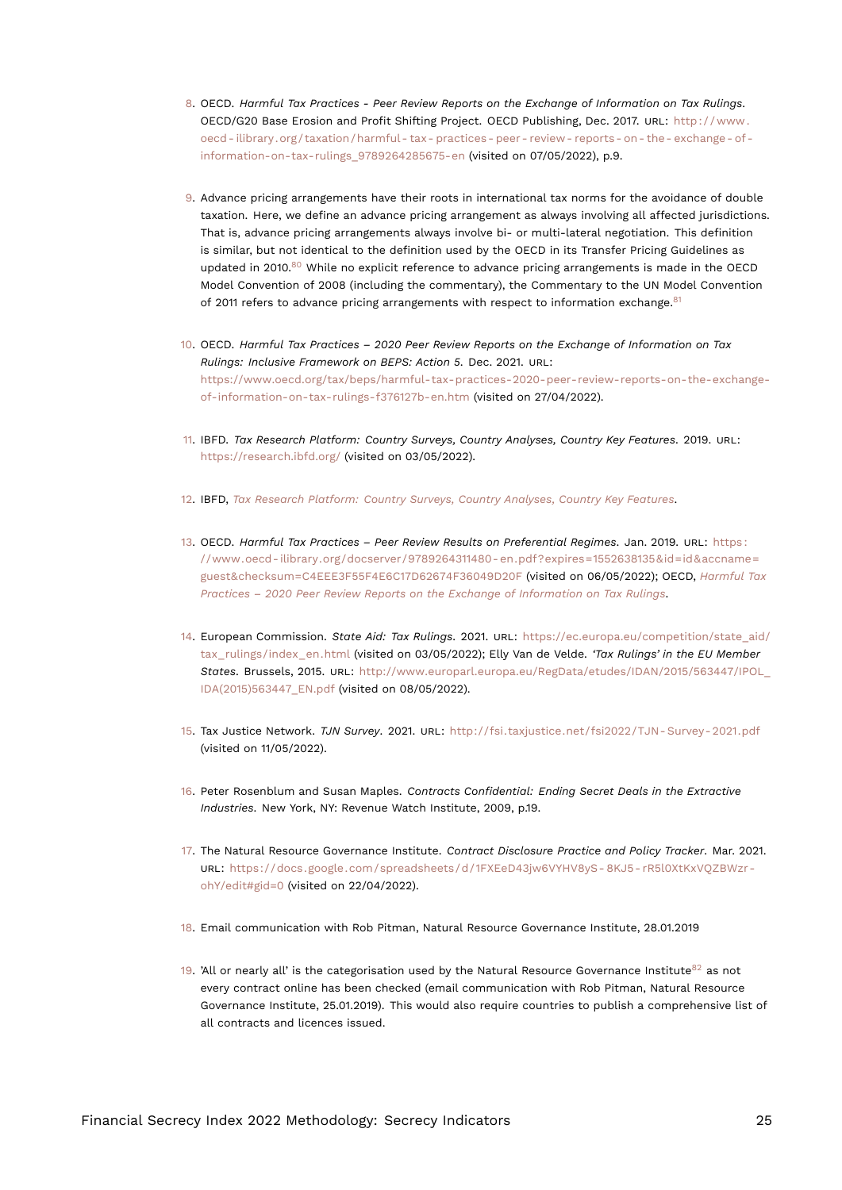8. OECD. *Harmful Tax Practices - Peer Review Reports on the Exchange of Information on Tax Rulings*. OECD/G20 Base Erosion and Profit Shifting Project. OECD Publishing, Dec. 2017. URL: http://www.oecd-ilibrary.org/taxation/harmful-tax-practices-peer-review-reports-on-the-exchange-of-information-on-tax-rulings_9789264285675-en (visited on 07/05/2022), p.9.

9. Advance pricing arrangements have their roots in international tax norms for the avoidance of double taxation. Here, we define an advance pricing arrangement as always involving all affected jurisdictions. That is, advance pricing arrangements always involve bi- or multi-lateral negotiation. This definition is similar, but not identical to the definition used by the OECD in its Transfer Pricing Guidelines as updated in 2010.[80] While no explicit reference to advance pricing arrangements is made in the OECD Model Convention of 2008 (including the commentary), the Commentary to the UN Model Convention of 2011 refers to advance pricing arrangements with respect to information exchange.[81]

10. OECD. *Harmful Tax Practices – 2020 Peer Review Reports on the Exchange of Information on Tax Rulings: Inclusive Framework on BEPS: Action 5*. Dec. 2021. URL: https://www.oecd.org/tax/beps/harmful-tax-practices-2020-peer-review-reports-on-the-exchange-of-information-on-tax-rulings-f376127b-en.htm (visited on 27/04/2022).

11. IBFD. *Tax Research Platform: Country Surveys, Country Analyses, Country Key Features*. 2019. URL: https://research.ibfd.org/ (visited on 03/05/2022).

12. IBFD, *Tax Research Platform: Country Surveys, Country Analyses, Country Key Features*.

13. OECD. *Harmful Tax Practices – Peer Review Results on Preferential Regimes*. Jan. 2019. URL: https://www.oecd-ilibrary.org/docserver/9789264311480-en.pdf?expires=1552638135&id=id&accname=guest&checksum=C4EEE3F55F4E6C17D62674F36049D20F (visited on 06/05/2022); OECD, *Harmful Tax Practices – 2020 Peer Review Reports on the Exchange of Information on Tax Rulings*.

14. European Commission. *State Aid: Tax Rulings*. 2021. URL: https://ec.europa.eu/competition/state_aid/tax_rulings/index_en.html (visited on 03/05/2022); Elly Van de Velde. *'Tax Rulings' in the EU Member States*. Brussels, 2015. URL: http://www.europarl.europa.eu/RegData/etudes/IDAN/2015/563447/IPOL_IDA(2015)563447_EN.pdf (visited on 08/05/2022).

15. Tax Justice Network. *TJN Survey*. 2021. URL: http://fsi.taxjustice.net/fsi2022/TJN-Survey-2021.pdf (visited on 11/05/2022).

16. Peter Rosenblum and Susan Maples. *Contracts Confidential: Ending Secret Deals in the Extractive Industries*. New York, NY: Revenue Watch Institute, 2009, p.19.

17. The Natural Resource Governance Institute. *Contract Disclosure Practice and Policy Tracker*. Mar. 2021. URL: https://docs.google.com/spreadsheets/d/1FXEeD43jw6VYHV8yS-8KJ5-rR5l0XtKxVQZBWzr-ohY/edit#gid=0 (visited on 22/04/2022).

18. Email communication with Rob Pitman, Natural Resource Governance Institute, 28.01.2019

19. 'All or nearly all' is the categorisation used by the Natural Resource Governance Institute[82] as not every contract online has been checked (email communication with Rob Pitman, Natural Resource Governance Institute, 25.01.2019). This would also require countries to publish a comprehensive list of all contracts and licences issued.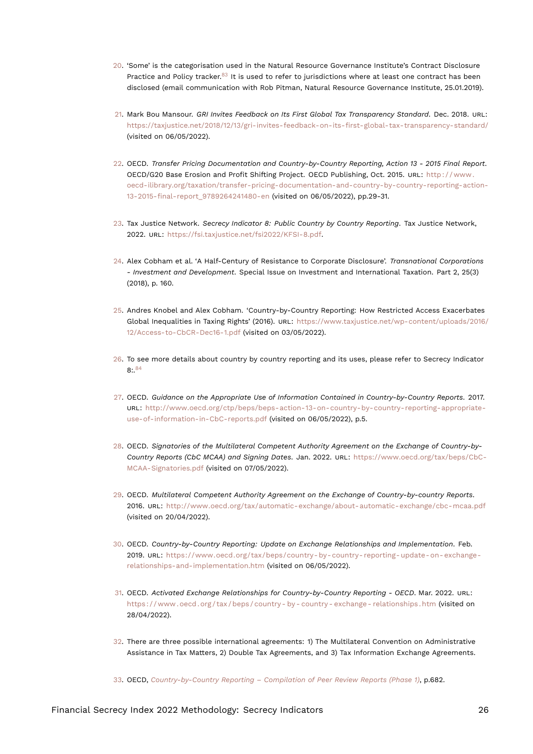20. 'Some' is the categorisation used in the Natural Resource Governance Institute's Contract Disclosure Practice and Policy tracker.[83] It is used to refer to jurisdictions where at least one contract has been disclosed (email communication with Rob Pitman, Natural Resource Governance Institute, 25.01.2019).

21. Mark Bou Mansour. *GRI Invites Feedback on Its First Global Tax Transparency Standard*. Dec. 2018. URL: https://taxjustice.net/2018/12/13/gri-invites-feedback-on-its-first-global-tax-transparency-standard/ (visited on 06/05/2022).

22. OECD. *Transfer Pricing Documentation and Country-by-Country Reporting, Action 13 - 2015 Final Report*. OECD/G20 Base Erosion and Profit Shifting Project. OECD Publishing, Oct. 2015. URL: http://www.oecd-ilibrary.org/taxation/transfer-pricing-documentation-and-country-by-country-reporting-action-13-2015-final-report_9789264241480-en (visited on 06/05/2022), pp.29-31.

23. Tax Justice Network. *Secrecy Indicator 8: Public Country by Country Reporting*. Tax Justice Network, 2022. URL: https://fsi.taxjustice.net/fsi2022/KFSI-8.pdf.

24. Alex Cobham et al. 'A Half-Century of Resistance to Corporate Disclosure'. *Transnational Corporations - Investment and Development*. Special Issue on Investment and International Taxation. Part 2, 25(3) (2018), p. 160.

25. Andres Knobel and Alex Cobham. 'Country-by-Country Reporting: How Restricted Access Exacerbates Global Inequalities in Taxing Rights' (2016). URL: https://www.taxjustice.net/wp-content/uploads/2016/12/Access-to-CbCR-Dec16-1.pdf (visited on 03/05/2022).

26. To see more details about country by country reporting and its uses, please refer to Secrecy Indicator 8:.[84]

27. OECD. *Guidance on the Appropriate Use of Information Contained in Country-by-Country Reports*. 2017. URL: http://www.oecd.org/ctp/beps/beps-action-13-on-country-by-country-reporting-appropriate-use-of-information-in-CbC-reports.pdf (visited on 06/05/2022), p.5.

28. OECD. *Signatories of the Multilateral Competent Authority Agreement on the Exchange of Country-by-Country Reports (CbC MCAA) and Signing Dates*. Jan. 2022. URL: https://www.oecd.org/tax/beps/CbC-MCAA-Signatories.pdf (visited on 07/05/2022).

29. OECD. *Multilateral Competent Authority Agreement on the Exchange of Country-by-country Reports*. 2016. URL: http://www.oecd.org/tax/automatic-exchange/about-automatic-exchange/cbc-mcaa.pdf (visited on 20/04/2022).

30. OECD. *Country-by-Country Reporting: Update on Exchange Relationships and Implementation*. Feb. 2019. URL: https://www.oecd.org/tax/beps/country-by-country-reporting-update-on-exchange-relationships-and-implementation.htm (visited on 06/05/2022).

31. OECD. *Activated Exchange Relationships for Country-by-Country Reporting - OECD*. Mar. 2022. URL: https://www.oecd.org/tax/beps/country-by-country-exchange-relationships.htm (visited on 28/04/2022).

32. There are three possible international agreements: 1) The Multilateral Convention on Administrative Assistance in Tax Matters, 2) Double Tax Agreements, and 3) Tax Information Exchange Agreements.

33. OECD, *Country-by-Country Reporting – Compilation of Peer Review Reports (Phase 1)*, p.682.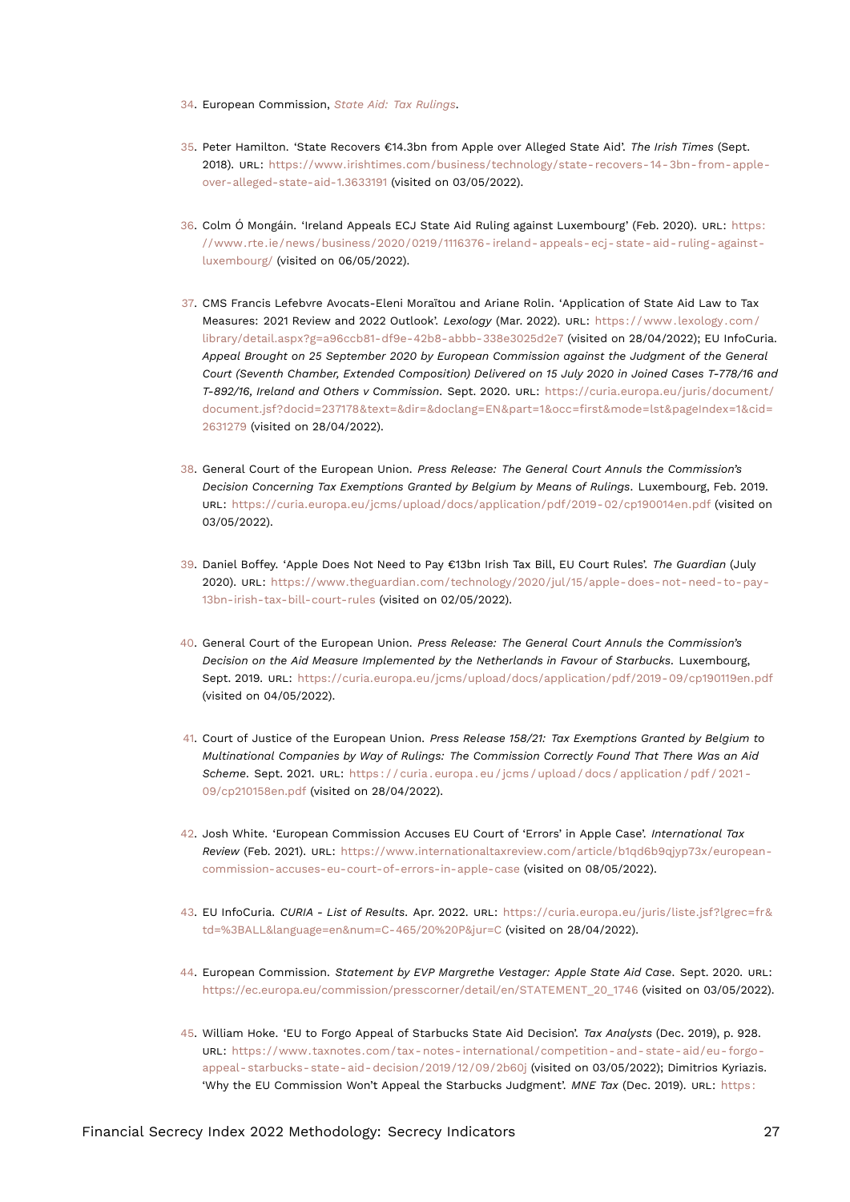34. European Commission, *State Aid: Tax Rulings*.

35. Peter Hamilton. 'State Recovers €14.3bn from Apple over Alleged State Aid'. *The Irish Times* (Sept. 2018). URL: https://www.irishtimes.com/business/technology/state-recovers-14-3bn-from-apple-over-alleged-state-aid-1.3633191 (visited on 03/05/2022).

36. Colm Ó Mongáin. 'Ireland Appeals ECJ State Aid Ruling against Luxembourg' (Feb. 2020). URL: https://www.rte.ie/news/business/2020/0219/1116376-ireland-appeals-ecj-state-aid-ruling-against-luxembourg/ (visited on 06/05/2022).

37. CMS Francis Lefebvre Avocats-Eleni Moraïtou and Ariane Rolin. 'Application of State Aid Law to Tax Measures: 2021 Review and 2022 Outlook'. *Lexology* (Mar. 2022). URL: https://www.lexology.com/library/detail.aspx?g=a96ccb81-df9e-42b8-abbb-338e3025d2e7 (visited on 28/04/2022); EU InfoCuria. *Appeal Brought on 25 September 2020 by European Commission against the Judgment of the General Court (Seventh Chamber, Extended Composition) Delivered on 15 July 2020 in Joined Cases T-778/16 and T-892/16, Ireland and Others v Commission*. Sept. 2020. URL: https://curia.europa.eu/juris/document/document.jsf?docid=237178&text=&dir=&doclang=EN&part=1&occ=first&mode=lst&pageIndex=1&cid=2631279 (visited on 28/04/2022).

38. General Court of the European Union. *Press Release: The General Court Annuls the Commission's Decision Concerning Tax Exemptions Granted by Belgium by Means of Rulings*. Luxembourg, Feb. 2019. URL: https://curia.europa.eu/jcms/upload/docs/application/pdf/2019-02/cp190014en.pdf (visited on 03/05/2022).

39. Daniel Boffey. 'Apple Does Not Need to Pay €13bn Irish Tax Bill, EU Court Rules'. *The Guardian* (July 2020). URL: https://www.theguardian.com/technology/2020/jul/15/apple-does-not-need-to-pay-13bn-irish-tax-bill-court-rules (visited on 02/05/2022).

40. General Court of the European Union. *Press Release: The General Court Annuls the Commission's Decision on the Aid Measure Implemented by the Netherlands in Favour of Starbucks*. Luxembourg, Sept. 2019. URL: https://curia.europa.eu/jcms/upload/docs/application/pdf/2019-09/cp190119en.pdf (visited on 04/05/2022).

41. Court of Justice of the European Union. *Press Release 158/21: Tax Exemptions Granted by Belgium to Multinational Companies by Way of Rulings: The Commission Correctly Found That There Was an Aid Scheme*. Sept. 2021. URL: https://curia.europa.eu/jcms/upload/docs/application/pdf/2021-09/cp210158en.pdf (visited on 28/04/2022).

42. Josh White. 'European Commission Accuses EU Court of 'Errors' in Apple Case'. *International Tax Review* (Feb. 2021). URL: https://www.internationaltaxreview.com/article/b1qd6b9qjyp73x/european-commission-accuses-eu-court-of-errors-in-apple-case (visited on 08/05/2022).

43. EU InfoCuria. *CURIA - List of Results*. Apr. 2022. URL: https://curia.europa.eu/juris/liste.jsf?lgrec=fr&td=%3BALL&language=en&num=C-465/20%20P&jur=C (visited on 28/04/2022).

44. European Commission. *Statement by EVP Margrethe Vestager: Apple State Aid Case*. Sept. 2020. URL: https://ec.europa.eu/commission/presscorner/detail/en/STATEMENT_20_1746 (visited on 03/05/2022).

45. William Hoke. 'EU to Forgo Appeal of Starbucks State Aid Decision'. *Tax Analysts* (Dec. 2019), p. 928. URL: https://www.taxnotes.com/tax-notes-international/competition-and-state-aid/eu-forgo-appeal-starbucks-state-aid-decision/2019/12/09/2b60j (visited on 03/05/2022); Dimitrios Kyriazis. 'Why the EU Commission Won't Appeal the Starbucks Judgment'. *MNE Tax* (Dec. 2019). URL: https: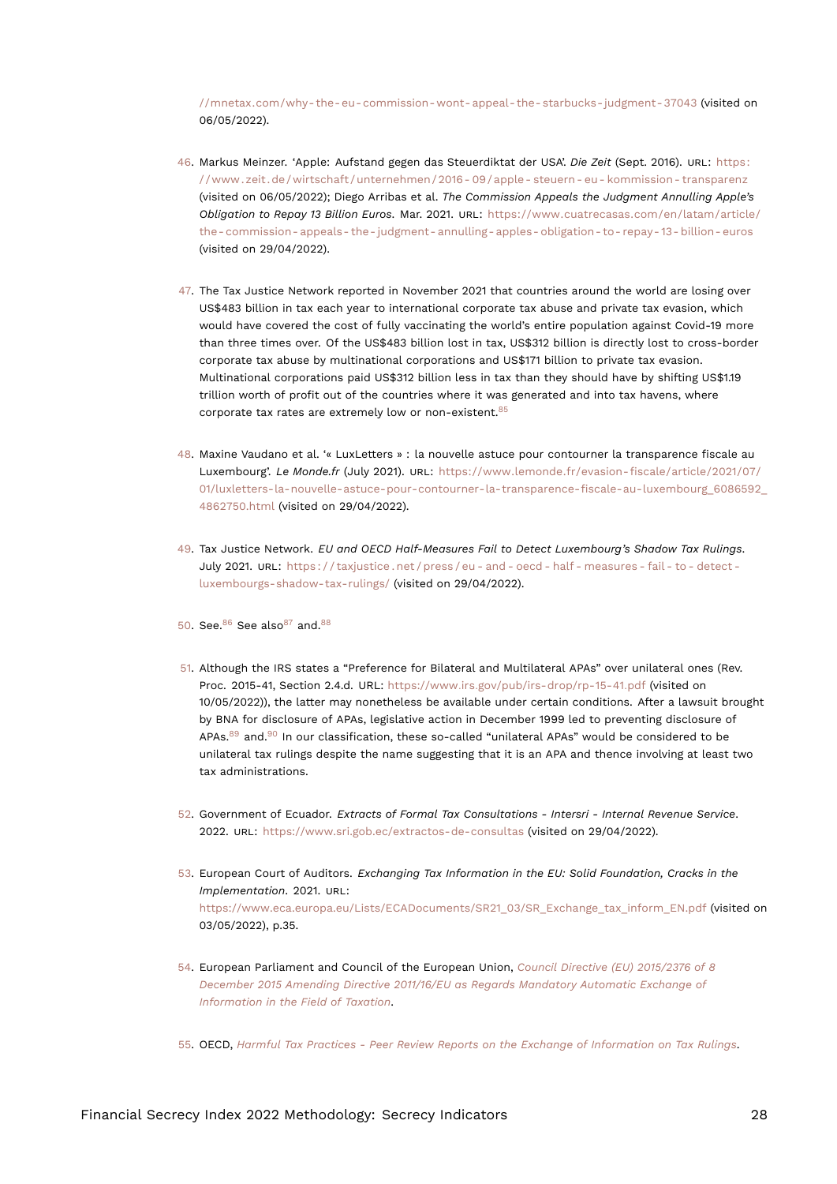//mnetax.com/why-the-eu-commission-wont-appeal-the-starbucks-judgment-37043 (visited on 06/05/2022).

46. Markus Meinzer. 'Apple: Aufstand gegen das Steuerdiktat der USA'. *Die Zeit* (Sept. 2016). URL: https://www.zeit.de/wirtschaft/unternehmen/2016-09/apple-steuern-eu-kommission-transparenz (visited on 06/05/2022); Diego Arribas et al. *The Commission Appeals the Judgment Annulling Apple's Obligation to Repay 13 Billion Euros*. Mar. 2021. URL: https://www.cuatrecasas.com/en/latam/article/the-commission-appeals-the-judgment-annulling-apples-obligation-to-repay-13-billion-euros (visited on 29/04/2022).

47. The Tax Justice Network reported in November 2021 that countries around the world are losing over US$483 billion in tax each year to international corporate tax abuse and private tax evasion, which would have covered the cost of fully vaccinating the world's entire population against Covid-19 more than three times over. Of the US$483 billion lost in tax, US$312 billion is directly lost to cross-border corporate tax abuse by multinational corporations and US$171 billion to private tax evasion. Multinational corporations paid US$312 billion less in tax than they should have by shifting US$1.19 trillion worth of profit out of the countries where it was generated and into tax havens, where corporate tax rates are extremely low or non-existent.[85]

48. Maxine Vaudano et al. '« LuxLetters » : la nouvelle astuce pour contourner la transparence fiscale au Luxembourg'. *Le Monde.fr* (July 2021). URL: https://www.lemonde.fr/evasion-fiscale/article/2021/07/01/luxletters-la-nouvelle-astuce-pour-contourner-la-transparence-fiscale-au-luxembourg_6086592_4862750.html (visited on 29/04/2022).

49. Tax Justice Network. *EU and OECD Half-Measures Fail to Detect Luxembourg's Shadow Tax Rulings*. July 2021. URL: https://taxjustice.net/press/eu-and-oecd-half-measures-fail-to-detect-luxembourgs-shadow-tax-rulings/ (visited on 29/04/2022).

50. See.[86] See also[87] and.[88]

51. Although the IRS states a "Preference for Bilateral and Multilateral APAs" over unilateral ones (Rev. Proc. 2015-41, Section 2.4.d. URL: https://www.irs.gov/pub/irs-drop/rp-15-41.pdf (visited on 10/05/2022)), the latter may nonetheless be available under certain conditions. After a lawsuit brought by BNA for disclosure of APAs, legislative action in December 1999 led to preventing disclosure of APAs.[89] and.[90] In our classification, these so-called "unilateral APAs" would be considered to be unilateral tax rulings despite the name suggesting that it is an APA and thence involving at least two tax administrations.

52. Government of Ecuador. *Extracts of Formal Tax Consultations - Intersri - Internal Revenue Service*. 2022. URL: https://www.sri.gob.ec/extractos-de-consultas (visited on 29/04/2022).

53. European Court of Auditors. *Exchanging Tax Information in the EU: Solid Foundation, Cracks in the Implementation*. 2021. URL: https://www.eca.europa.eu/Lists/ECADocuments/SR21_03/SR_Exchange_tax_inform_EN.pdf (visited on 03/05/2022), p.35.

54. European Parliament and Council of the European Union, *Council Directive (EU) 2015/2376 of 8 December 2015 Amending Directive 2011/16/EU as Regards Mandatory Automatic Exchange of Information in the Field of Taxation*.

55. OECD, *Harmful Tax Practices - Peer Review Reports on the Exchange of Information on Tax Rulings*.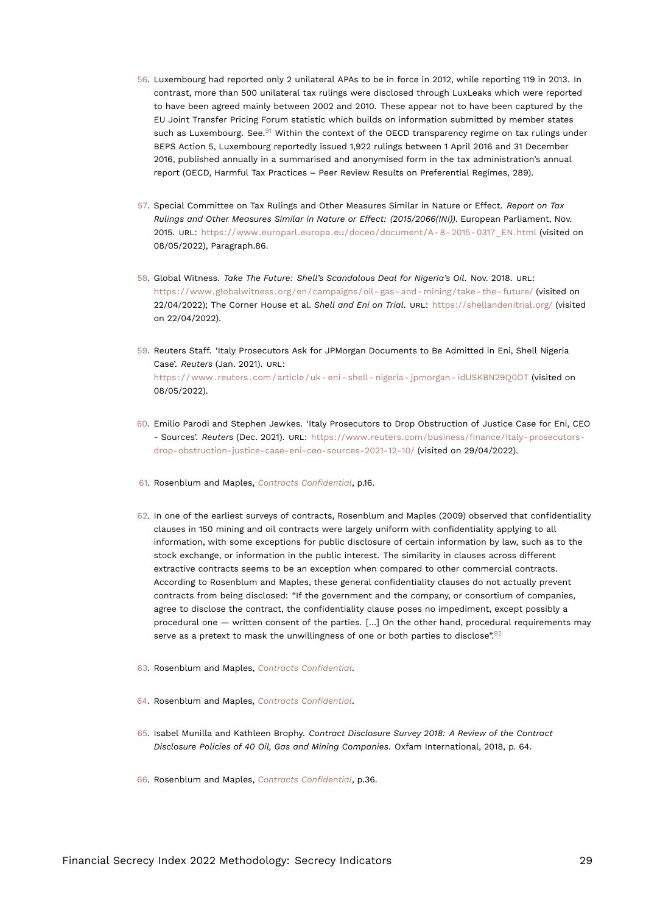56. Luxembourg had reported only 2 unilateral APAs to be in force in 2012, while reporting 119 in 2013. In contrast, more than 500 unilateral tax rulings were disclosed through LuxLeaks which were reported to have been agreed mainly between 2002 and 2010. These appear not to have been captured by the EU Joint Transfer Pricing Forum statistic which builds on information submitted by member states such as Luxembourg. See.[91] Within the context of the OECD transparency regime on tax rulings under BEPS Action 5, Luxembourg reportedly issued 1,922 rulings between 1 April 2016 and 31 December 2016, published annually in a summarised and anonymised form in the tax administration's annual report (OECD, Harmful Tax Practices – Peer Review Results on Preferential Regimes, 289).

57. Special Committee on Tax Rulings and Other Measures Similar in Nature or Effect. *Report on Tax Rulings and Other Measures Similar in Nature or Effect: (2015/2066(INI))*. European Parliament, Nov. 2015. URL: https://www.europarl.europa.eu/doceo/document/A-8-2015-0317_EN.html (visited on 08/05/2022), Paragraph.86.

58. Global Witness. *Take The Future: Shell's Scandalous Deal for Nigeria's Oil*. Nov. 2018. URL: https://www.globalwitness.org/en/campaigns/oil-gas-and-mining/take-the-future/ (visited on 22/04/2022); The Corner House et al. *Shell and Eni on Trial*. URL: https://shellandenitrial.org/ (visited on 22/04/2022).

59. Reuters Staff. 'Italy Prosecutors Ask for JPMorgan Documents to Be Admitted in Eni, Shell Nigeria Case'. *Reuters* (Jan. 2021). URL: https://www.reuters.com/article/uk-eni-shell-nigeria-jpmorgan-idUSKBN29Q0OT (visited on 08/05/2022).

60. Emilio Parodi and Stephen Jewkes. 'Italy Prosecutors to Drop Obstruction of Justice Case for Eni, CEO - Sources'. *Reuters* (Dec. 2021). URL: https://www.reuters.com/business/finance/italy-prosecutors-drop-obstruction-justice-case-eni-ceo-sources-2021-12-10/ (visited on 29/04/2022).

61. Rosenblum and Maples, *Contracts Confidential*, p.16.

62. In one of the earliest surveys of contracts, Rosenblum and Maples (2009) observed that confidentiality clauses in 150 mining and oil contracts were largely uniform with confidentiality applying to all information, with some exceptions for public disclosure of certain information by law, such as to the stock exchange, or information in the public interest. The similarity in clauses across different extractive contracts seems to be an exception when compared to other commercial contracts. According to Rosenblum and Maples, these general confidentiality clauses do not actually prevent contracts from being disclosed: "If the government and the company, or consortium of companies, agree to disclose the contract, the confidentiality clause poses no impediment, except possibly a procedural one — written consent of the parties. [...] On the other hand, procedural requirements may serve as a pretext to mask the unwillingness of one or both parties to disclose".[92]

63. Rosenblum and Maples, *Contracts Confidential*.

64. Rosenblum and Maples, *Contracts Confidential*.

65. Isabel Munilla and Kathleen Brophy. *Contract Disclosure Survey 2018: A Review of the Contract Disclosure Policies of 40 Oil, Gas and Mining Companies*. Oxfam International, 2018, p. 64.

66. Rosenblum and Maples, *Contracts Confidential*, p.36.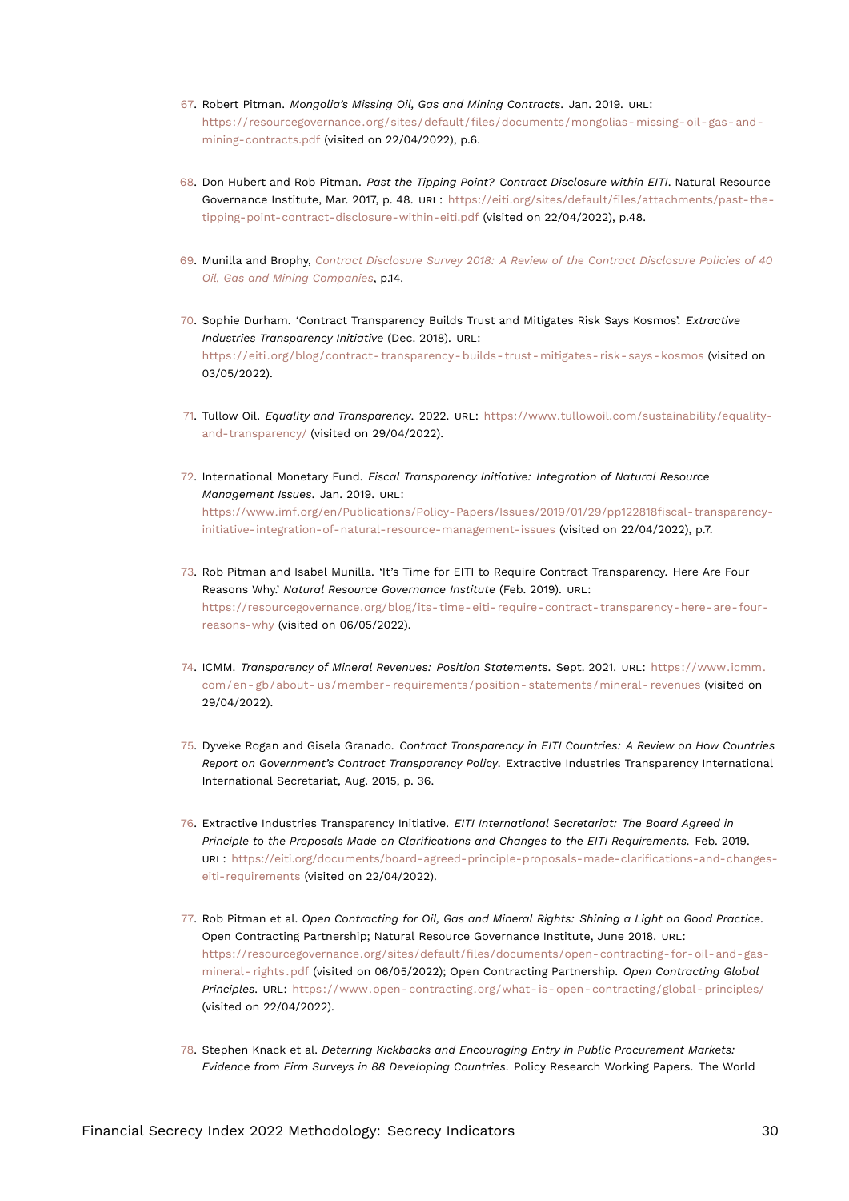67. Robert Pitman. *Mongolia's Missing Oil, Gas and Mining Contracts*. Jan. 2019. URL: https://resourcegovernance.org/sites/default/files/documents/mongolias-missing-oil-gas-and-mining-contracts.pdf (visited on 22/04/2022), p.6.

68. Don Hubert and Rob Pitman. *Past the Tipping Point? Contract Disclosure within EITI*. Natural Resource Governance Institute, Mar. 2017, p. 48. URL: https://eiti.org/sites/default/files/attachments/past-the-tipping-point-contract-disclosure-within-eiti.pdf (visited on 22/04/2022), p.48.

69. Munilla and Brophy, *Contract Disclosure Survey 2018: A Review of the Contract Disclosure Policies of 40 Oil, Gas and Mining Companies*, p.14.

70. Sophie Durham. 'Contract Transparency Builds Trust and Mitigates Risk Says Kosmos'. *Extractive Industries Transparency Initiative* (Dec. 2018). URL: https://eiti.org/blog/contract-transparency-builds-trust-mitigates-risk-says-kosmos (visited on 03/05/2022).

71. Tullow Oil. *Equality and Transparency*. 2022. URL: https://www.tullowoil.com/sustainability/equality-and-transparency/ (visited on 29/04/2022).

72. International Monetary Fund. *Fiscal Transparency Initiative: Integration of Natural Resource Management Issues*. Jan. 2019. URL: https://www.imf.org/en/Publications/Policy-Papers/Issues/2019/01/29/pp122818fiscal-transparency-initiative-integration-of-natural-resource-management-issues (visited on 22/04/2022), p.7.

73. Rob Pitman and Isabel Munilla. 'It's Time for EITI to Require Contract Transparency. Here Are Four Reasons Why.' *Natural Resource Governance Institute* (Feb. 2019). URL: https://resourcegovernance.org/blog/its-time-eiti-require-contract-transparency-here-are-four-reasons-why (visited on 06/05/2022).

74. ICMM. *Transparency of Mineral Revenues: Position Statements*. Sept. 2021. URL: https://www.icmm.com/en-gb/about-us/member-requirements/position-statements/mineral-revenues (visited on 29/04/2022).

75. Dyveke Rogan and Gisela Granado. *Contract Transparency in EITI Countries: A Review on How Countries Report on Government's Contract Transparency Policy*. Extractive Industries Transparency International International Secretariat, Aug. 2015, p. 36.

76. Extractive Industries Transparency Initiative. *EITI International Secretariat: The Board Agreed in Principle to the Proposals Made on Clarifications and Changes to the EITI Requirements*. Feb. 2019. URL: https://eiti.org/documents/board-agreed-principle-proposals-made-clarifications-and-changes-eiti-requirements (visited on 22/04/2022).

77. Rob Pitman et al. *Open Contracting for Oil, Gas and Mineral Rights: Shining a Light on Good Practice*. Open Contracting Partnership; Natural Resource Governance Institute, June 2018. URL: https://resourcegovernance.org/sites/default/files/documents/open-contracting-for-oil-and-gas-mineral-rights.pdf (visited on 06/05/2022); Open Contracting Partnership. *Open Contracting Global Principles*. URL: https://www.open-contracting.org/what-is-open-contracting/global-principles/ (visited on 22/04/2022).

78. Stephen Knack et al. *Deterring Kickbacks and Encouraging Entry in Public Procurement Markets: Evidence from Firm Surveys in 88 Developing Countries*. Policy Research Working Papers. The World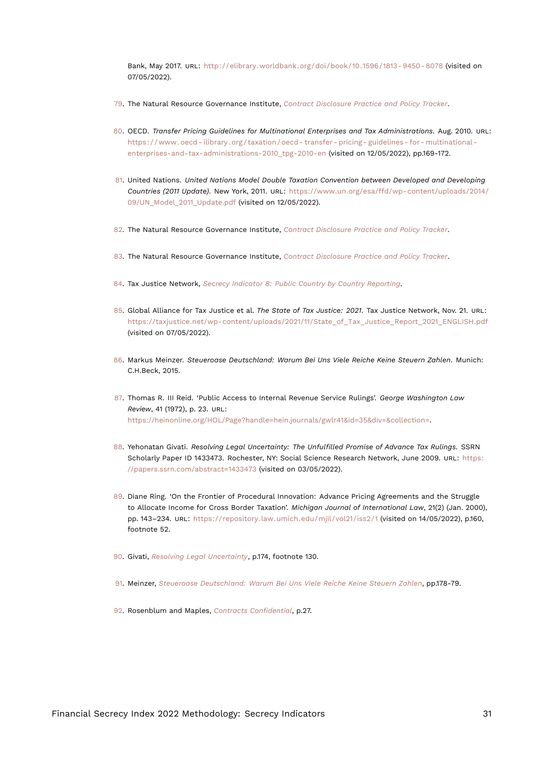Bank, May 2017. URL: http://elibrary.worldbank.org/doi/book/10.1596/1813-9450-8078 (visited on 07/05/2022).

79. The Natural Resource Governance Institute, *Contract Disclosure Practice and Policy Tracker*.

80. OECD. *Transfer Pricing Guidelines for Multinational Enterprises and Tax Administrations*. Aug. 2010. URL: https://www.oecd-ilibrary.org/taxation/oecd-transfer-pricing-guidelines-for-multinational-enterprises-and-tax-administrations-2010_tpg-2010-en (visited on 12/05/2022), pp.169-172.

81. United Nations. *United Nations Model Double Taxation Convention between Developed and Developing Countries (2011 Update)*. New York, 2011. URL: https://www.un.org/esa/ffd/wp-content/uploads/2014/09/UN_Model_2011_Update.pdf (visited on 12/05/2022).

82. The Natural Resource Governance Institute, *Contract Disclosure Practice and Policy Tracker*.

83. The Natural Resource Governance Institute, *Contract Disclosure Practice and Policy Tracker*.

84. Tax Justice Network, *Secrecy Indicator 8: Public Country by Country Reporting*.

85. Global Alliance for Tax Justice et al. *The State of Tax Justice: 2021*. Tax Justice Network, Nov. 21. URL: https://taxjustice.net/wp-content/uploads/2021/11/State_of_Tax_Justice_Report_2021_ENGLISH.pdf (visited on 07/05/2022).

86. Markus Meinzer. *Steueroase Deutschland: Warum Bei Uns Viele Reiche Keine Steuern Zahlen*. Munich: C.H.Beck, 2015.

87. Thomas R. III Reid. 'Public Access to Internal Revenue Service Rulings'. *George Washington Law Review*, 41 (1972), p. 23. URL: https://heinonline.org/HOL/Page?handle=hein.journals/gwlr41&id=35&div=&collection=.

88. Yehonatan Givati. *Resolving Legal Uncertainty: The Unfulfilled Promise of Advance Tax Rulings*. SSRN Scholarly Paper ID 1433473. Rochester, NY: Social Science Research Network, June 2009. URL: https://papers.ssrn.com/abstract=1433473 (visited on 03/05/2022).

89. Diane Ring. 'On the Frontier of Procedural Innovation: Advance Pricing Agreements and the Struggle to Allocate Income for Cross Border Taxation'. *Michigan Journal of International Law*, 21(2) (Jan. 2000), pp. 143–234. URL: https://repository.law.umich.edu/mjil/vol21/iss2/1 (visited on 14/05/2022), p.160, footnote 52.

90. Givati, *Resolving Legal Uncertainty*, p.174, footnote 130.

91. Meinzer, *Steueroase Deutschland: Warum Bei Uns Viele Reiche Keine Steuern Zahlen*, pp.178-79.

92. Rosenblum and Maples, *Contracts Confidential*, p.27.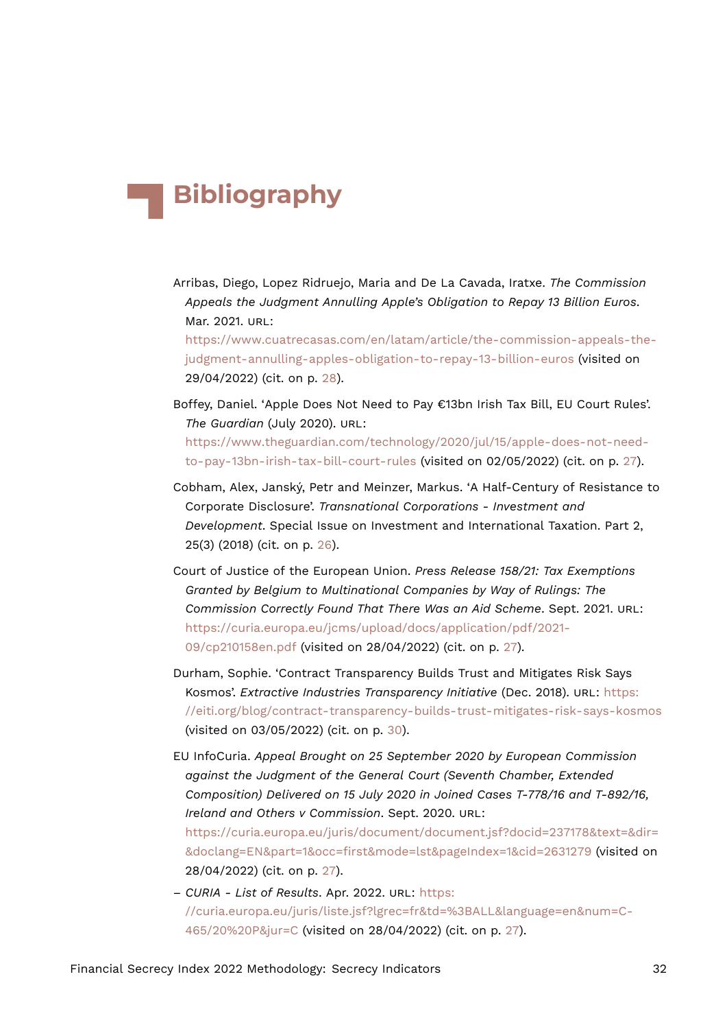# Bibliography

Arribas, Diego, Lopez Ridruejo, Maria and De La Cavada, Iratxe. *The Commission Appeals the Judgment Annulling Apple's Obligation to Repay 13 Billion Euros*. Mar. 2021. URL: https://www.cuatrecasas.com/en/latam/article/the-commission-appeals-the-judgment-annulling-apples-obligation-to-repay-13-billion-euros (visited on 29/04/2022) (cit. on p. 28).

Boffey, Daniel. 'Apple Does Not Need to Pay €13bn Irish Tax Bill, EU Court Rules'. *The Guardian* (July 2020). URL: https://www.theguardian.com/technology/2020/jul/15/apple-does-not-need-to-pay-13bn-irish-tax-bill-court-rules (visited on 02/05/2022) (cit. on p. 27).

Cobham, Alex, Janský, Petr and Meinzer, Markus. 'A Half-Century of Resistance to Corporate Disclosure'. *Transnational Corporations - Investment and Development*. Special Issue on Investment and International Taxation. Part 2, 25(3) (2018) (cit. on p. 26).

Court of Justice of the European Union. *Press Release 158/21: Tax Exemptions Granted by Belgium to Multinational Companies by Way of Rulings: The Commission Correctly Found That There Was an Aid Scheme*. Sept. 2021. URL: https://curia.europa.eu/jcms/upload/docs/application/pdf/2021-09/cp210158en.pdf (visited on 28/04/2022) (cit. on p. 27).

Durham, Sophie. 'Contract Transparency Builds Trust and Mitigates Risk Says Kosmos'. *Extractive Industries Transparency Initiative* (Dec. 2018). URL: https://eiti.org/blog/contract-transparency-builds-trust-mitigates-risk-says-kosmos (visited on 03/05/2022) (cit. on p. 30).

EU InfoCuria. *Appeal Brought on 25 September 2020 by European Commission against the Judgment of the General Court (Seventh Chamber, Extended Composition) Delivered on 15 July 2020 in Joined Cases T-778/16 and T-892/16, Ireland and Others v Commission*. Sept. 2020. URL: https://curia.europa.eu/juris/document/document.jsf?docid=237178&text=&dir=&doclang=EN&part=1&occ=first&mode=lst&pageIndex=1&cid=2631279 (visited on 28/04/2022) (cit. on p. 27).

– *CURIA - List of Results*. Apr. 2022. URL: https://curia.europa.eu/juris/liste.jsf?lgrec=fr&td=%3BALL&language=en&num=C-465/20%20P&jur=C (visited on 28/04/2022) (cit. on p. 27).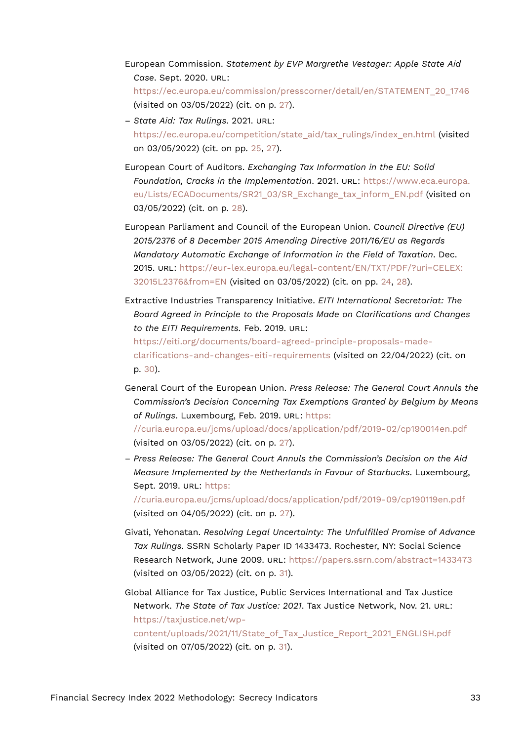European Commission. *Statement by EVP Margrethe Vestager: Apple State Aid Case*. Sept. 2020. URL: https://ec.europa.eu/commission/presscorner/detail/en/STATEMENT_20_1746 (visited on 03/05/2022) (cit. on p. 27).

– *State Aid: Tax Rulings*. 2021. URL: https://ec.europa.eu/competition/state_aid/tax_rulings/index_en.html (visited on 03/05/2022) (cit. on pp. 25, 27).

European Court of Auditors. *Exchanging Tax Information in the EU: Solid Foundation, Cracks in the Implementation*. 2021. URL: https://www.eca.europa.eu/Lists/ECADocuments/SR21_03/SR_Exchange_tax_inform_EN.pdf (visited on 03/05/2022) (cit. on p. 28).

European Parliament and Council of the European Union. *Council Directive (EU) 2015/2376 of 8 December 2015 Amending Directive 2011/16/EU as Regards Mandatory Automatic Exchange of Information in the Field of Taxation*. Dec. 2015. URL: https://eur-lex.europa.eu/legal-content/EN/TXT/PDF/?uri=CELEX:32015L2376&from=EN (visited on 03/05/2022) (cit. on pp. 24, 28).

Extractive Industries Transparency Initiative. *EITI International Secretariat: The Board Agreed in Principle to the Proposals Made on Clarifications and Changes to the EITI Requirements*. Feb. 2019. URL: https://eiti.org/documents/board-agreed-principle-proposals-made-clarifications-and-changes-eiti-requirements (visited on 22/04/2022) (cit. on p. 30).

General Court of the European Union. *Press Release: The General Court Annuls the Commission's Decision Concerning Tax Exemptions Granted by Belgium by Means of Rulings*. Luxembourg, Feb. 2019. URL: https://curia.europa.eu/jcms/upload/docs/application/pdf/2019-02/cp190014en.pdf (visited on 03/05/2022) (cit. on p. 27).

– *Press Release: The General Court Annuls the Commission's Decision on the Aid Measure Implemented by the Netherlands in Favour of Starbucks*. Luxembourg, Sept. 2019. URL: https://curia.europa.eu/jcms/upload/docs/application/pdf/2019-09/cp190119en.pdf (visited on 04/05/2022) (cit. on p. 27).

Givati, Yehonatan. *Resolving Legal Uncertainty: The Unfulfilled Promise of Advance Tax Rulings*. SSRN Scholarly Paper ID 1433473. Rochester, NY: Social Science Research Network, June 2009. URL: https://papers.ssrn.com/abstract=1433473 (visited on 03/05/2022) (cit. on p. 31).

Global Alliance for Tax Justice, Public Services International and Tax Justice Network. *The State of Tax Justice: 2021*. Tax Justice Network, Nov. 21. URL: https://taxjustice.net/wp-content/uploads/2021/11/State_of_Tax_Justice_Report_2021_ENGLISH.pdf (visited on 07/05/2022) (cit. on p. 31).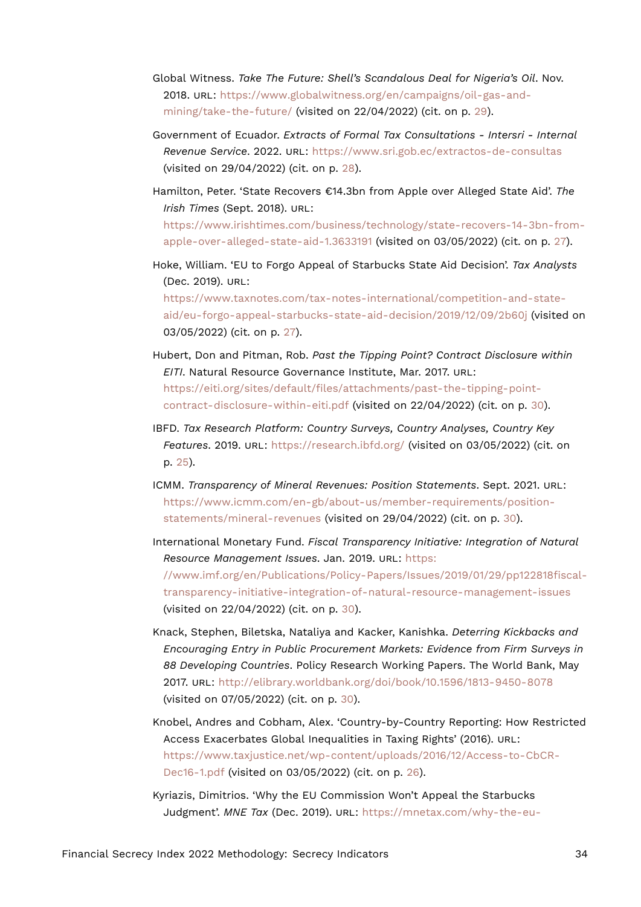Global Witness. *Take The Future: Shell's Scandalous Deal for Nigeria's Oil*. Nov. 2018. URL: https://www.globalwitness.org/en/campaigns/oil-gas-and-mining/take-the-future/ (visited on 22/04/2022) (cit. on p. 29).

Government of Ecuador. *Extracts of Formal Tax Consultations - Intersri - Internal Revenue Service*. 2022. URL: https://www.sri.gob.ec/extractos-de-consultas (visited on 29/04/2022) (cit. on p. 28).

Hamilton, Peter. 'State Recovers €14.3bn from Apple over Alleged State Aid'. *The Irish Times* (Sept. 2018). URL: https://www.irishtimes.com/business/technology/state-recovers-14-3bn-from-apple-over-alleged-state-aid-1.3633191 (visited on 03/05/2022) (cit. on p. 27).

Hoke, William. 'EU to Forgo Appeal of Starbucks State Aid Decision'. *Tax Analysts* (Dec. 2019). URL: https://www.taxnotes.com/tax-notes-international/competition-and-state-aid/eu-forgo-appeal-starbucks-state-aid-decision/2019/12/09/2b60j (visited on 03/05/2022) (cit. on p. 27).

Hubert, Don and Pitman, Rob. *Past the Tipping Point? Contract Disclosure within EITI*. Natural Resource Governance Institute, Mar. 2017. URL: https://eiti.org/sites/default/files/attachments/past-the-tipping-point-contract-disclosure-within-eiti.pdf (visited on 22/04/2022) (cit. on p. 30).

IBFD. *Tax Research Platform: Country Surveys, Country Analyses, Country Key Features*. 2019. URL: https://research.ibfd.org/ (visited on 03/05/2022) (cit. on p. 25).

ICMM. *Transparency of Mineral Revenues: Position Statements*. Sept. 2021. URL: https://www.icmm.com/en-gb/about-us/member-requirements/position-statements/mineral-revenues (visited on 29/04/2022) (cit. on p. 30).

International Monetary Fund. *Fiscal Transparency Initiative: Integration of Natural Resource Management Issues*. Jan. 2019. URL: https://www.imf.org/en/Publications/Policy-Papers/Issues/2019/01/29/pp122818fiscal-transparency-initiative-integration-of-natural-resource-management-issues (visited on 22/04/2022) (cit. on p. 30).

Knack, Stephen, Biletska, Nataliya and Kacker, Kanishka. *Deterring Kickbacks and Encouraging Entry in Public Procurement Markets: Evidence from Firm Surveys in 88 Developing Countries*. Policy Research Working Papers. The World Bank, May 2017. URL: http://elibrary.worldbank.org/doi/book/10.1596/1813-9450-8078 (visited on 07/05/2022) (cit. on p. 30).

Knobel, Andres and Cobham, Alex. 'Country-by-Country Reporting: How Restricted Access Exacerbates Global Inequalities in Taxing Rights' (2016). URL: https://www.taxjustice.net/wp-content/uploads/2016/12/Access-to-CbCR-Dec16-1.pdf (visited on 03/05/2022) (cit. on p. 26).

Kyriazis, Dimitrios. 'Why the EU Commission Won't Appeal the Starbucks Judgment'. *MNE Tax* (Dec. 2019). URL: https://mnetax.com/why-the-eu-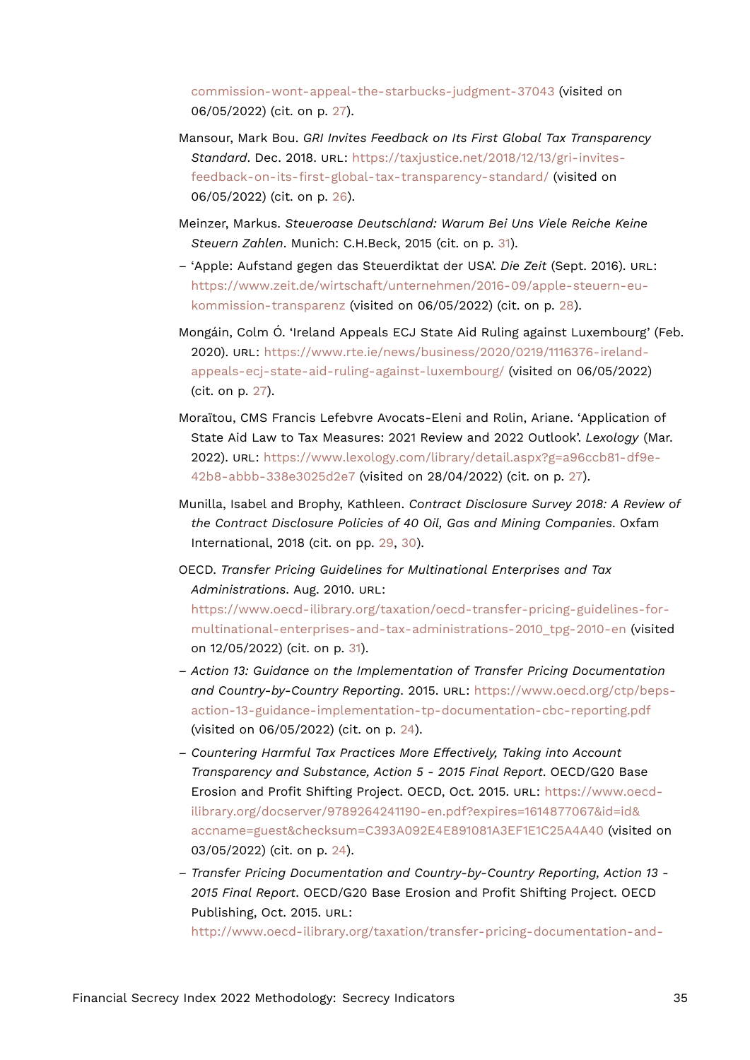commission-wont-appeal-the-starbucks-judgment-37043 (visited on 06/05/2022) (cit. on p. 27).

Mansour, Mark Bou. *GRI Invites Feedback on Its First Global Tax Transparency Standard*. Dec. 2018. URL: https://taxjustice.net/2018/12/13/gri-invites-feedback-on-its-first-global-tax-transparency-standard/ (visited on 06/05/2022) (cit. on p. 26).

Meinzer, Markus. *Steueroase Deutschland: Warum Bei Uns Viele Reiche Keine Steuern Zahlen*. Munich: C.H.Beck, 2015 (cit. on p. 31).

– 'Apple: Aufstand gegen das Steuerdiktat der USA'. *Die Zeit* (Sept. 2016). URL: https://www.zeit.de/wirtschaft/unternehmen/2016-09/apple-steuern-eu-kommission-transparenz (visited on 06/05/2022) (cit. on p. 28).

Mongáin, Colm Ó. 'Ireland Appeals ECJ State Aid Ruling against Luxembourg' (Feb. 2020). URL: https://www.rte.ie/news/business/2020/0219/1116376-ireland-appeals-ecj-state-aid-ruling-against-luxembourg/ (visited on 06/05/2022) (cit. on p. 27).

Moraïtou, CMS Francis Lefebvre Avocats-Eleni and Rolin, Ariane. 'Application of State Aid Law to Tax Measures: 2021 Review and 2022 Outlook'. *Lexology* (Mar. 2022). URL: https://www.lexology.com/library/detail.aspx?g=a96ccb81-df9e-42b8-abbb-338e3025d2e7 (visited on 28/04/2022) (cit. on p. 27).

Munilla, Isabel and Brophy, Kathleen. *Contract Disclosure Survey 2018: A Review of the Contract Disclosure Policies of 40 Oil, Gas and Mining Companies*. Oxfam International, 2018 (cit. on pp. 29, 30).

OECD. *Transfer Pricing Guidelines for Multinational Enterprises and Tax Administrations*. Aug. 2010. URL: https://www.oecd-ilibrary.org/taxation/oecd-transfer-pricing-guidelines-for-multinational-enterprises-and-tax-administrations-2010_tpg-2010-en (visited on 12/05/2022) (cit. on p. 31).

– *Action 13: Guidance on the Implementation of Transfer Pricing Documentation and Country-by-Country Reporting*. 2015. URL: https://www.oecd.org/ctp/beps-action-13-guidance-implementation-tp-documentation-cbc-reporting.pdf (visited on 06/05/2022) (cit. on p. 24).

– *Countering Harmful Tax Practices More Effectively, Taking into Account Transparency and Substance, Action 5 - 2015 Final Report*. OECD/G20 Base Erosion and Profit Shifting Project. OECD, Oct. 2015. URL: https://www.oecd-ilibrary.org/docserver/9789264241190-en.pdf?expires=1614877067&id=id&accname=guest&checksum=C393A092E4E891081A3EF1E1C25A4A40 (visited on 03/05/2022) (cit. on p. 24).

– *Transfer Pricing Documentation and Country-by-Country Reporting, Action 13 - 2015 Final Report*. OECD/G20 Base Erosion and Profit Shifting Project. OECD Publishing, Oct. 2015. URL: http://www.oecd-ilibrary.org/taxation/transfer-pricing-documentation-and-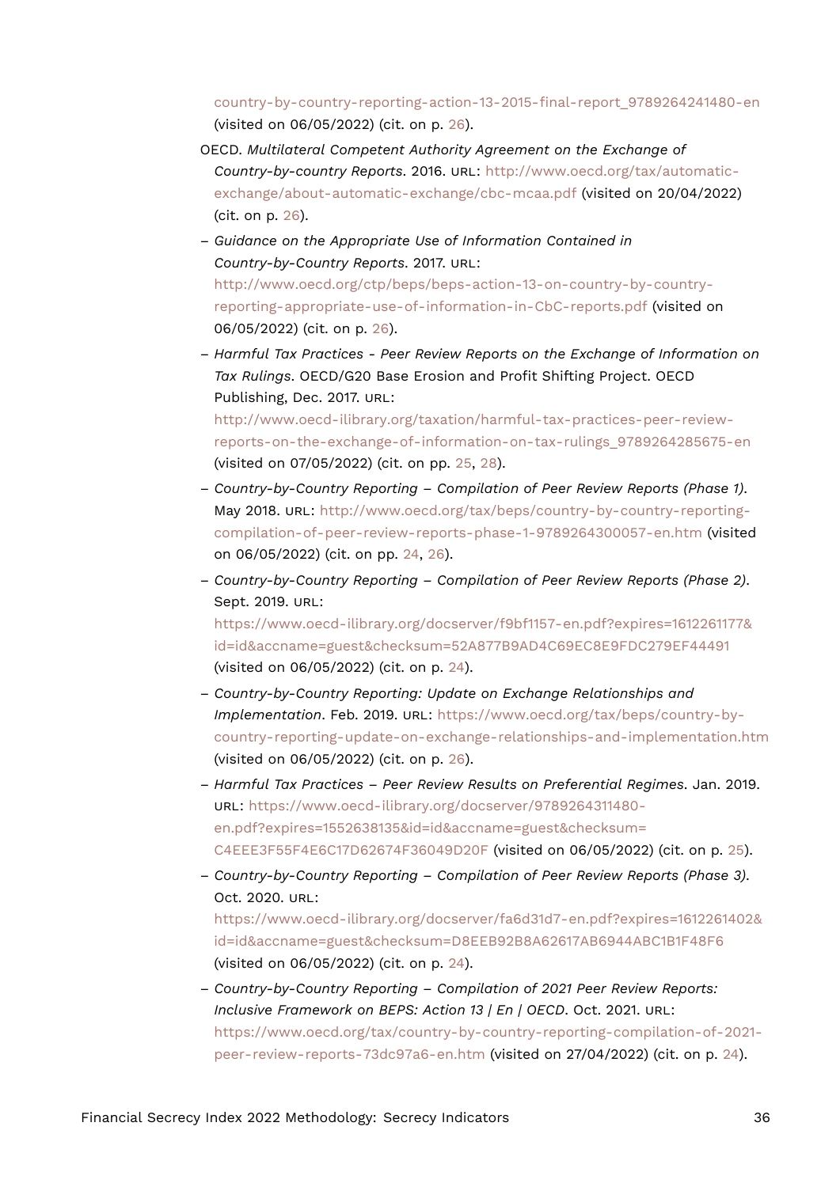country-by-country-reporting-action-13-2015-final-report_9789264241480-en (visited on 06/05/2022) (cit. on p. 26).

OECD. *Multilateral Competent Authority Agreement on the Exchange of Country-by-country Reports*. 2016. URL: http://www.oecd.org/tax/automatic-exchange/about-automatic-exchange/cbc-mcaa.pdf (visited on 20/04/2022) (cit. on p. 26).

– *Guidance on the Appropriate Use of Information Contained in Country-by-Country Reports*. 2017. URL: http://www.oecd.org/ctp/beps/beps-action-13-on-country-by-country-reporting-appropriate-use-of-information-in-CbC-reports.pdf (visited on 06/05/2022) (cit. on p. 26).

– *Harmful Tax Practices - Peer Review Reports on the Exchange of Information on Tax Rulings*. OECD/G20 Base Erosion and Profit Shifting Project. OECD Publishing, Dec. 2017. URL: http://www.oecd-ilibrary.org/taxation/harmful-tax-practices-peer-review-reports-on-the-exchange-of-information-on-tax-rulings_9789264285675-en (visited on 07/05/2022) (cit. on pp. 25, 28).

– *Country-by-Country Reporting – Compilation of Peer Review Reports (Phase 1)*. May 2018. URL: http://www.oecd.org/tax/beps/country-by-country-reporting-compilation-of-peer-review-reports-phase-1-9789264300057-en.htm (visited on 06/05/2022) (cit. on pp. 24, 26).

– *Country-by-Country Reporting – Compilation of Peer Review Reports (Phase 2)*. Sept. 2019. URL: https://www.oecd-ilibrary.org/docserver/f9bf1157-en.pdf?expires=1612261177&id=id&accname=guest&checksum=52A877B9AD4C69EC8E9FDC279EF44491 (visited on 06/05/2022) (cit. on p. 24).

– *Country-by-Country Reporting: Update on Exchange Relationships and Implementation*. Feb. 2019. URL: https://www.oecd.org/tax/beps/country-by-country-reporting-update-on-exchange-relationships-and-implementation.htm (visited on 06/05/2022) (cit. on p. 26).

– *Harmful Tax Practices – Peer Review Results on Preferential Regimes*. Jan. 2019. URL: https://www.oecd-ilibrary.org/docserver/9789264311480-en.pdf?expires=1552638135&id=id&accname=guest&checksum=C4EEE3F55F4E6C17D62674F36049D20F (visited on 06/05/2022) (cit. on p. 25).

– *Country-by-Country Reporting – Compilation of Peer Review Reports (Phase 3)*. Oct. 2020. URL: https://www.oecd-ilibrary.org/docserver/fa6d31d7-en.pdf?expires=1612261402&id=id&accname=guest&checksum=D8EEB92B8A62617AB6944ABC1B1F48F6 (visited on 06/05/2022) (cit. on p. 24).

– *Country-by-Country Reporting – Compilation of 2021 Peer Review Reports: Inclusive Framework on BEPS: Action 13 | En | OECD*. Oct. 2021. URL: https://www.oecd.org/tax/country-by-country-reporting-compilation-of-2021-peer-review-reports-73dc97a6-en.htm (visited on 27/04/2022) (cit. on p. 24).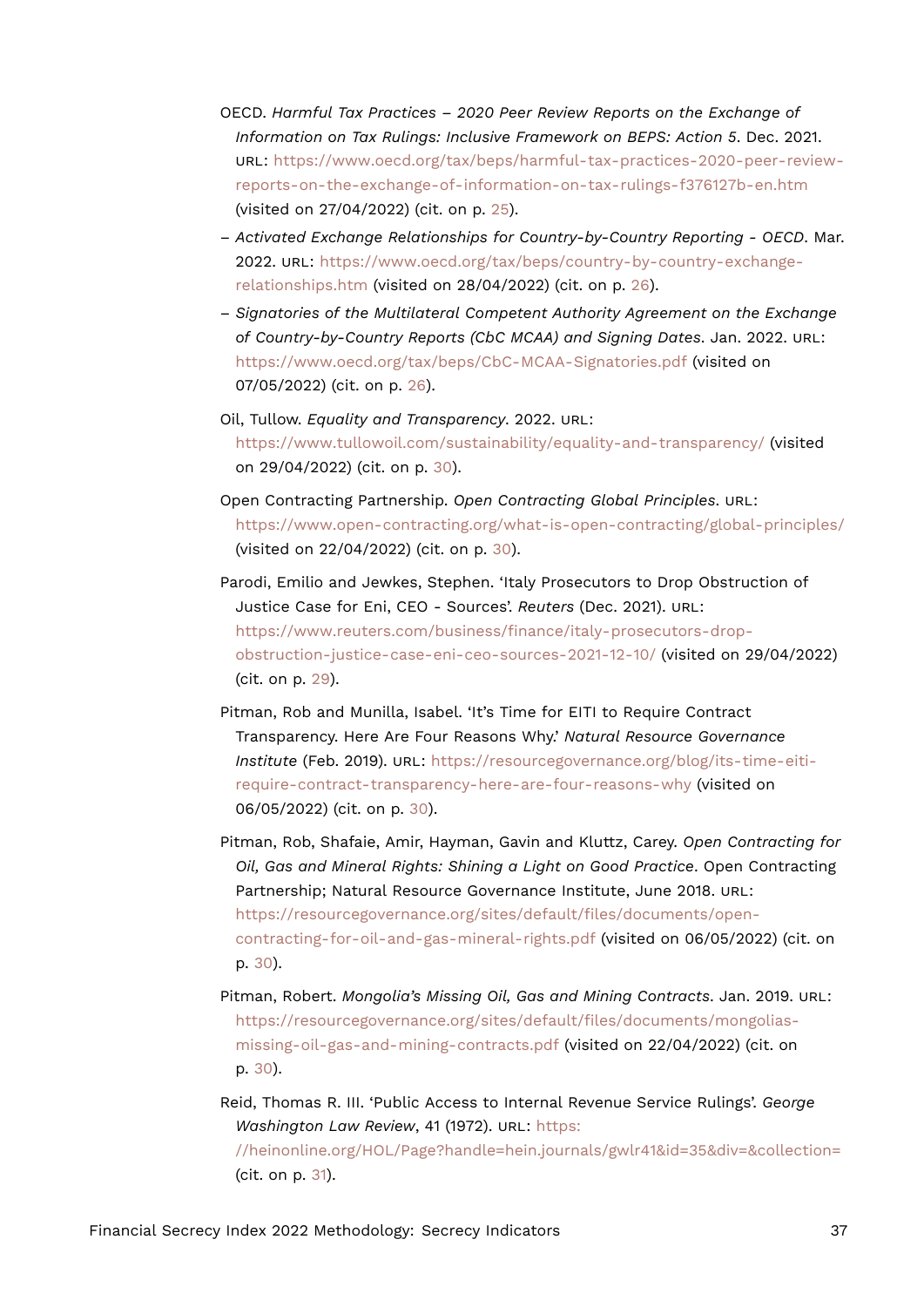OECD. *Harmful Tax Practices – 2020 Peer Review Reports on the Exchange of Information on Tax Rulings: Inclusive Framework on BEPS: Action 5*. Dec. 2021. URL: https://www.oecd.org/tax/beps/harmful-tax-practices-2020-peer-review-reports-on-the-exchange-of-information-on-tax-rulings-f376127b-en.htm (visited on 27/04/2022) (cit. on p. 25).

– *Activated Exchange Relationships for Country-by-Country Reporting - OECD*. Mar. 2022. URL: https://www.oecd.org/tax/beps/country-by-country-exchange-relationships.htm (visited on 28/04/2022) (cit. on p. 26).

– *Signatories of the Multilateral Competent Authority Agreement on the Exchange of Country-by-Country Reports (CbC MCAA) and Signing Dates*. Jan. 2022. URL: https://www.oecd.org/tax/beps/CbC-MCAA-Signatories.pdf (visited on 07/05/2022) (cit. on p. 26).

Oil, Tullow. *Equality and Transparency*. 2022. URL: https://www.tullowoil.com/sustainability/equality-and-transparency/ (visited on 29/04/2022) (cit. on p. 30).

Open Contracting Partnership. *Open Contracting Global Principles*. URL: https://www.open-contracting.org/what-is-open-contracting/global-principles/ (visited on 22/04/2022) (cit. on p. 30).

Parodi, Emilio and Jewkes, Stephen. 'Italy Prosecutors to Drop Obstruction of Justice Case for Eni, CEO - Sources'. *Reuters* (Dec. 2021). URL: https://www.reuters.com/business/finance/italy-prosecutors-drop-obstruction-justice-case-eni-ceo-sources-2021-12-10/ (visited on 29/04/2022) (cit. on p. 29).

Pitman, Rob and Munilla, Isabel. 'It's Time for EITI to Require Contract Transparency. Here Are Four Reasons Why.' *Natural Resource Governance Institute* (Feb. 2019). URL: https://resourcegovernance.org/blog/its-time-eiti-require-contract-transparency-here-are-four-reasons-why (visited on 06/05/2022) (cit. on p. 30).

Pitman, Rob, Shafaie, Amir, Hayman, Gavin and Kluttz, Carey. *Open Contracting for Oil, Gas and Mineral Rights: Shining a Light on Good Practice*. Open Contracting Partnership; Natural Resource Governance Institute, June 2018. URL: https://resourcegovernance.org/sites/default/files/documents/open-contracting-for-oil-and-gas-mineral-rights.pdf (visited on 06/05/2022) (cit. on p. 30).

Pitman, Robert. *Mongolia's Missing Oil, Gas and Mining Contracts*. Jan. 2019. URL: https://resourcegovernance.org/sites/default/files/documents/mongolias-missing-oil-gas-and-mining-contracts.pdf (visited on 22/04/2022) (cit. on p. 30).

Reid, Thomas R. III. 'Public Access to Internal Revenue Service Rulings'. *George Washington Law Review*, 41 (1972). URL: https://heinonline.org/HOL/Page?handle=hein.journals/gwlr41&id=35&div=&collection= (cit. on p. 31).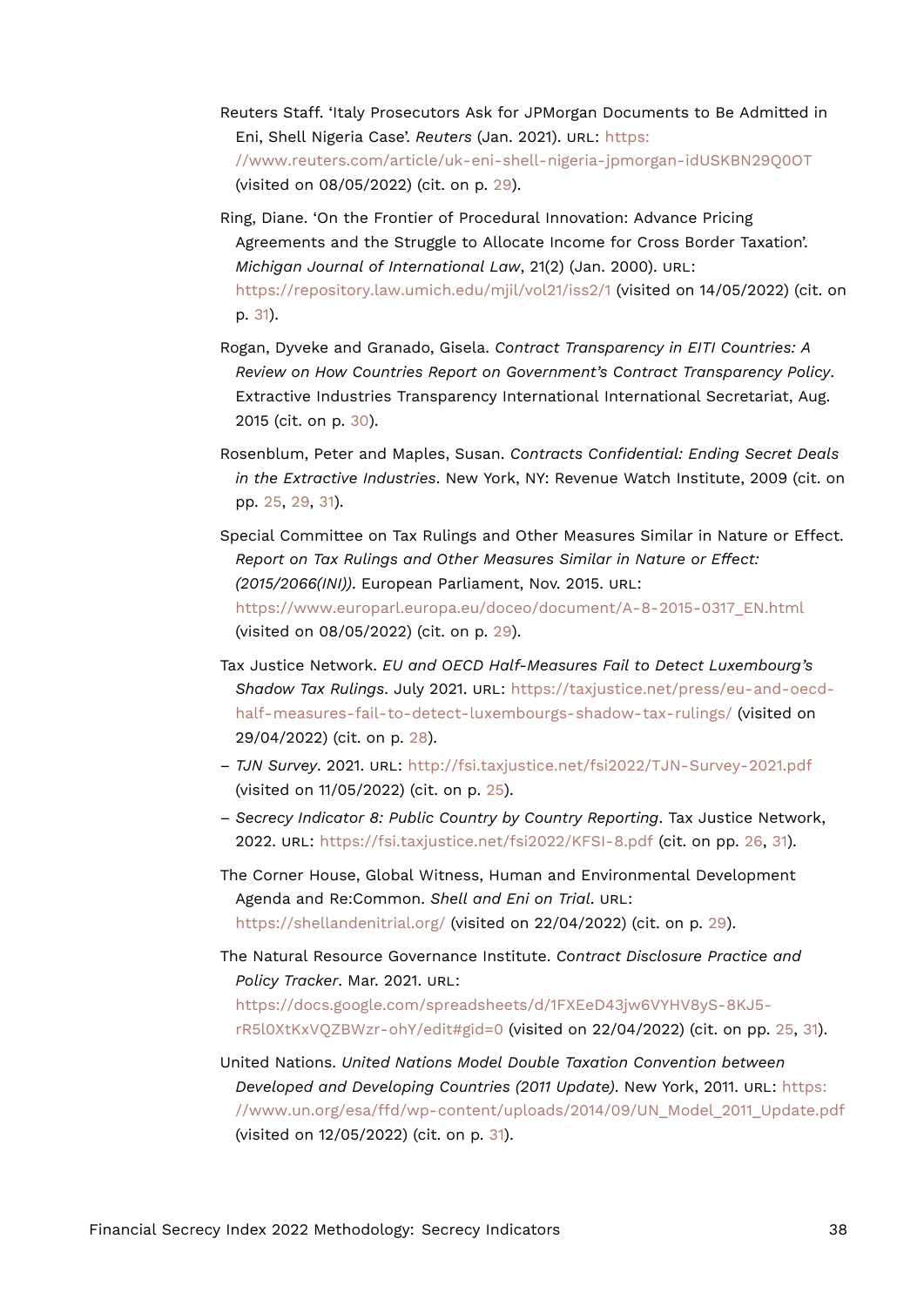Reuters Staff. 'Italy Prosecutors Ask for JPMorgan Documents to Be Admitted in Eni, Shell Nigeria Case'. *Reuters* (Jan. 2021). URL: https://www.reuters.com/article/uk-eni-shell-nigeria-jpmorgan-idUSKBN29Q0OT (visited on 08/05/2022) (cit. on p. 29).

Ring, Diane. 'On the Frontier of Procedural Innovation: Advance Pricing Agreements and the Struggle to Allocate Income for Cross Border Taxation'. *Michigan Journal of International Law*, 21(2) (Jan. 2000). URL: https://repository.law.umich.edu/mjil/vol21/iss2/1 (visited on 14/05/2022) (cit. on p. 31).

Rogan, Dyveke and Granado, Gisela. *Contract Transparency in EITI Countries: A Review on How Countries Report on Government's Contract Transparency Policy*. Extractive Industries Transparency International International Secretariat, Aug. 2015 (cit. on p. 30).

Rosenblum, Peter and Maples, Susan. *Contracts Confidential: Ending Secret Deals in the Extractive Industries*. New York, NY: Revenue Watch Institute, 2009 (cit. on pp. 25, 29, 31).

Special Committee on Tax Rulings and Other Measures Similar in Nature or Effect. *Report on Tax Rulings and Other Measures Similar in Nature or Effect: (2015/2066(INI))*. European Parliament, Nov. 2015. URL: https://www.europarl.europa.eu/doceo/document/A-8-2015-0317_EN.html (visited on 08/05/2022) (cit. on p. 29).

Tax Justice Network. *EU and OECD Half-Measures Fail to Detect Luxembourg's Shadow Tax Rulings*. July 2021. URL: https://taxjustice.net/press/eu-and-oecd-half-measures-fail-to-detect-luxembourgs-shadow-tax-rulings/ (visited on 29/04/2022) (cit. on p. 28).

– *TJN Survey*. 2021. URL: http://fsi.taxjustice.net/fsi2022/TJN-Survey-2021.pdf (visited on 11/05/2022) (cit. on p. 25).

– *Secrecy Indicator 8: Public Country by Country Reporting*. Tax Justice Network, 2022. URL: https://fsi.taxjustice.net/fsi2022/KFSI-8.pdf (cit. on pp. 26, 31).

The Corner House, Global Witness, Human and Environmental Development Agenda and Re:Common. *Shell and Eni on Trial*. URL: https://shellandenitrial.org/ (visited on 22/04/2022) (cit. on p. 29).

The Natural Resource Governance Institute. *Contract Disclosure Practice and Policy Tracker*. Mar. 2021. URL: https://docs.google.com/spreadsheets/d/1FXEeD43jw6VYHV8yS-8KJ5-rR5l0XtKxVQZBWzr-ohY/edit#gid=0 (visited on 22/04/2022) (cit. on pp. 25, 31).

United Nations. *United Nations Model Double Taxation Convention between Developed and Developing Countries (2011 Update)*. New York, 2011. URL: https://www.un.org/esa/ffd/wp-content/uploads/2014/09/UN_Model_2011_Update.pdf (visited on 12/05/2022) (cit. on p. 31).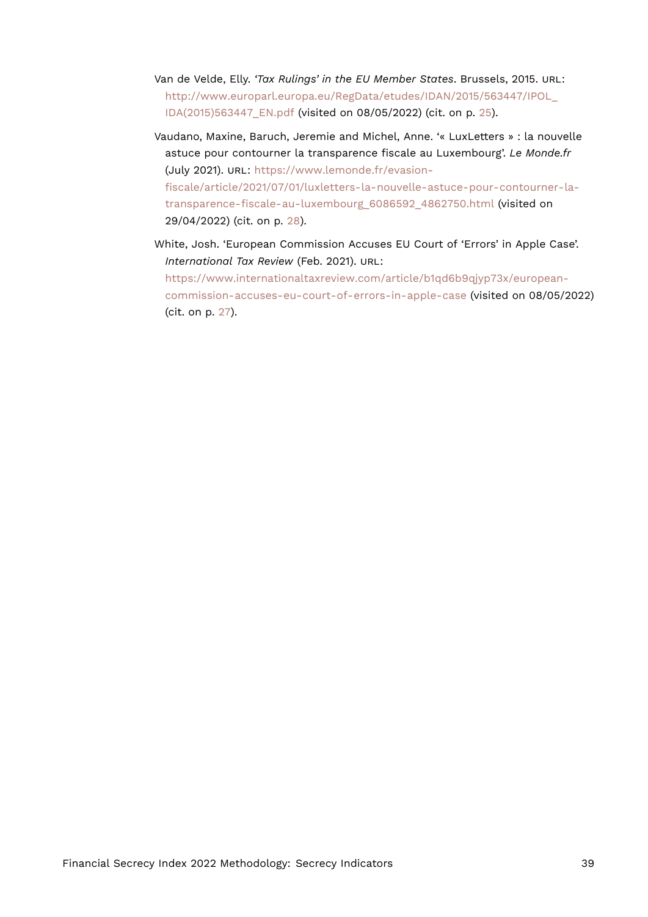Van de Velde, Elly. *'Tax Rulings' in the EU Member States*. Brussels, 2015. URL: http://www.europarl.europa.eu/RegData/etudes/IDAN/2015/563447/IPOL_IDA(2015)563447_EN.pdf (visited on 08/05/2022) (cit. on p. 25).

Vaudano, Maxine, Baruch, Jeremie and Michel, Anne. '« LuxLetters » : la nouvelle astuce pour contourner la transparence fiscale au Luxembourg'. *Le Monde.fr* (July 2021). URL: https://www.lemonde.fr/evasion-fiscale/article/2021/07/01/luxletters-la-nouvelle-astuce-pour-contourner-la-transparence-fiscale-au-luxembourg_6086592_4862750.html (visited on 29/04/2022) (cit. on p. 28).

White, Josh. 'European Commission Accuses EU Court of 'Errors' in Apple Case'. *International Tax Review* (Feb. 2021). URL: https://www.internationaltaxreview.com/article/b1qd6b9qjyp73x/european-commission-accuses-eu-court-of-errors-in-apple-case (visited on 08/05/2022) (cit. on p. 27).